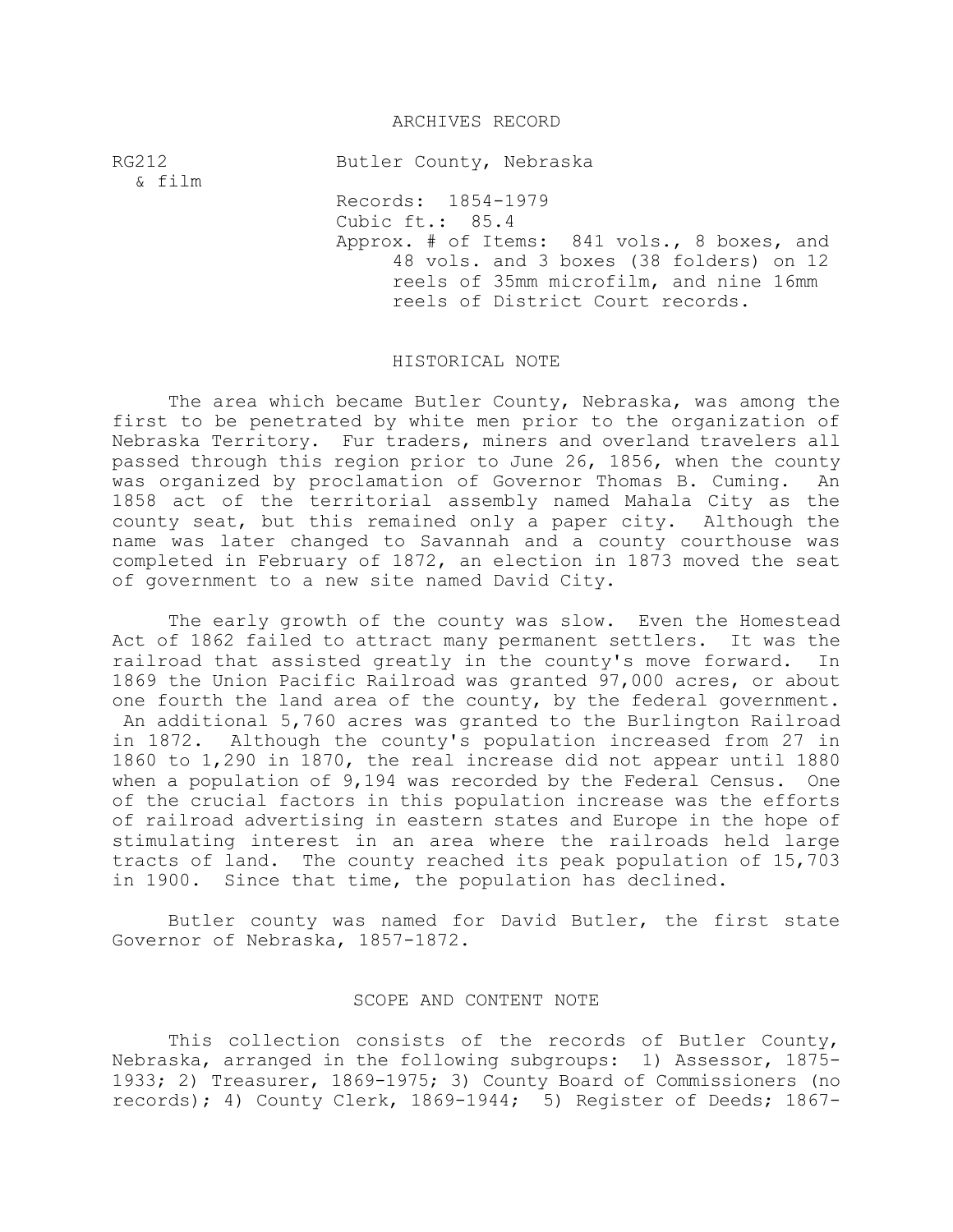# ARCHIVES RECORD

RG212
& film

Butler County, Nebraska

Records: 1854-1979
Cubic ft.: 85.4
Approx. # of Items: 841 vols., 8 boxes, and 48 vols. and 3 boxes (38 folders) on 12 reels of 35mm microfilm, and nine 16mm reels of District Court records.

## HISTORICAL NOTE

The area which became Butler County, Nebraska, was among the first to be penetrated by white men prior to the organization of Nebraska Territory. Fur traders, miners and overland travelers all passed through this region prior to June 26, 1856, when the county was organized by proclamation of Governor Thomas B. Cuming. An 1858 act of the territorial assembly named Mahala City as the county seat, but this remained only a paper city. Although the name was later changed to Savannah and a county courthouse was completed in February of 1872, an election in 1873 moved the seat of government to a new site named David City.

The early growth of the county was slow. Even the Homestead Act of 1862 failed to attract many permanent settlers. It was the railroad that assisted greatly in the county's move forward. In 1869 the Union Pacific Railroad was granted 97,000 acres, or about one fourth the land area of the county, by the federal government. An additional 5,760 acres was granted to the Burlington Railroad in 1872. Although the county's population increased from 27 in 1860 to 1,290 in 1870, the real increase did not appear until 1880 when a population of 9,194 was recorded by the Federal Census. One of the crucial factors in this population increase was the efforts of railroad advertising in eastern states and Europe in the hope of stimulating interest in an area where the railroads held large tracts of land. The county reached its peak population of 15,703 in 1900. Since that time, the population has declined.

Butler county was named for David Butler, the first state Governor of Nebraska, 1857-1872.

## SCOPE AND CONTENT NOTE

This collection consists of the records of Butler County, Nebraska, arranged in the following subgroups: 1) Assessor, 1875-1933; 2) Treasurer, 1869-1975; 3) County Board of Commissioners (no records); 4) County Clerk, 1869-1944; 5) Register of Deeds; 1867-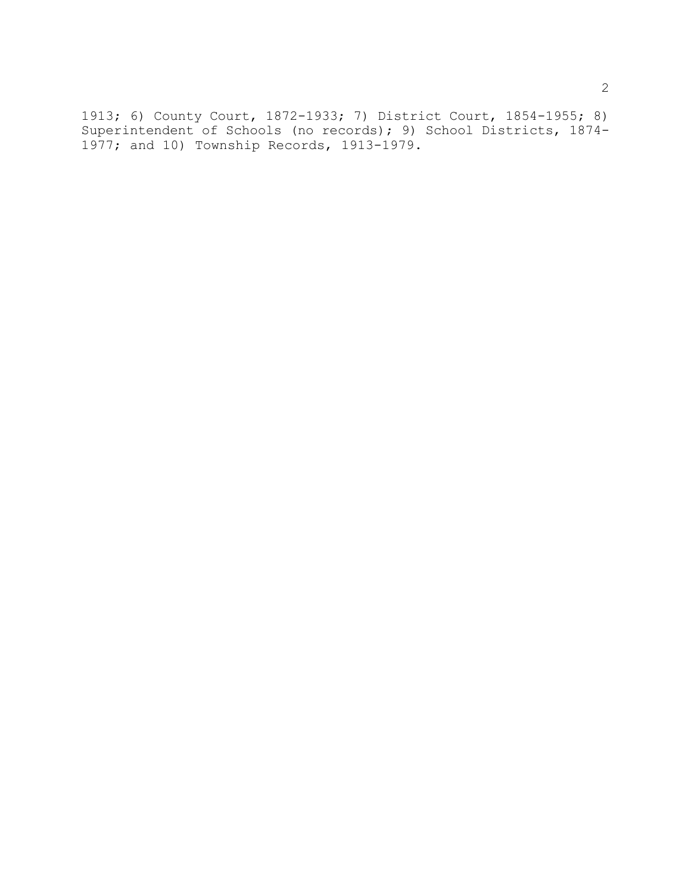1913; 6) County Court, 1872-1933; 7) District Court, 1854-1955; 8) Superintendent of Schools (no records); 9) School Districts, 1874-1977; and 10) Township Records, 1913-1979.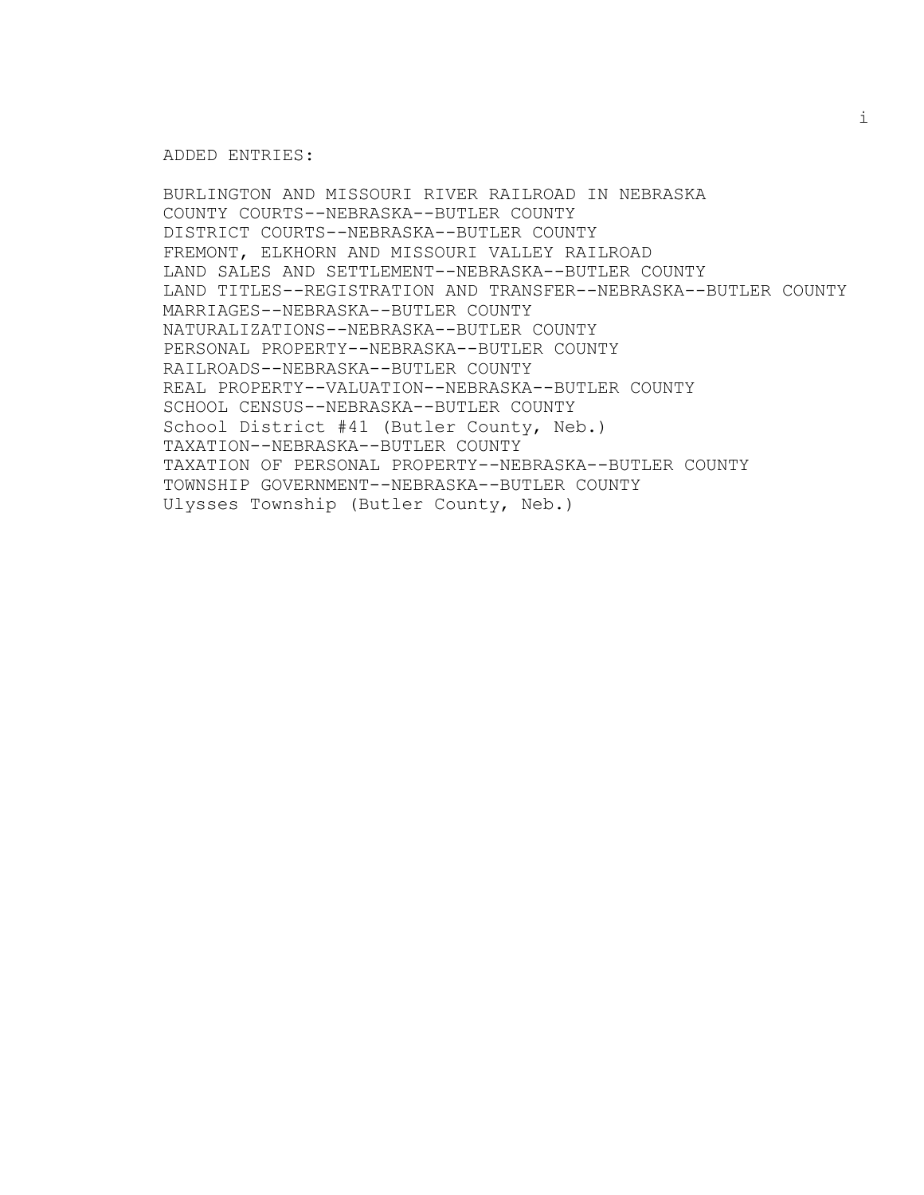ADDED ENTRIES:

BURLINGTON AND MISSOURI RIVER RAILROAD IN NEBRASKA
COUNTY COURTS--NEBRASKA--BUTLER COUNTY
DISTRICT COURTS--NEBRASKA--BUTLER COUNTY
FREMONT, ELKHORN AND MISSOURI VALLEY RAILROAD
LAND SALES AND SETTLEMENT--NEBRASKA--BUTLER COUNTY
LAND TITLES--REGISTRATION AND TRANSFER--NEBRASKA--BUTLER COUNTY
MARRIAGES--NEBRASKA--BUTLER COUNTY
NATURALIZATIONS--NEBRASKA--BUTLER COUNTY
PERSONAL PROPERTY--NEBRASKA--BUTLER COUNTY
RAILROADS--NEBRASKA--BUTLER COUNTY
REAL PROPERTY--VALUATION--NEBRASKA--BUTLER COUNTY
SCHOOL CENSUS--NEBRASKA--BUTLER COUNTY
School District #41 (Butler County, Neb.)
TAXATION--NEBRASKA--BUTLER COUNTY
TAXATION OF PERSONAL PROPERTY--NEBRASKA--BUTLER COUNTY
TOWNSHIP GOVERNMENT--NEBRASKA--BUTLER COUNTY
Ulysses Township (Butler County, Neb.)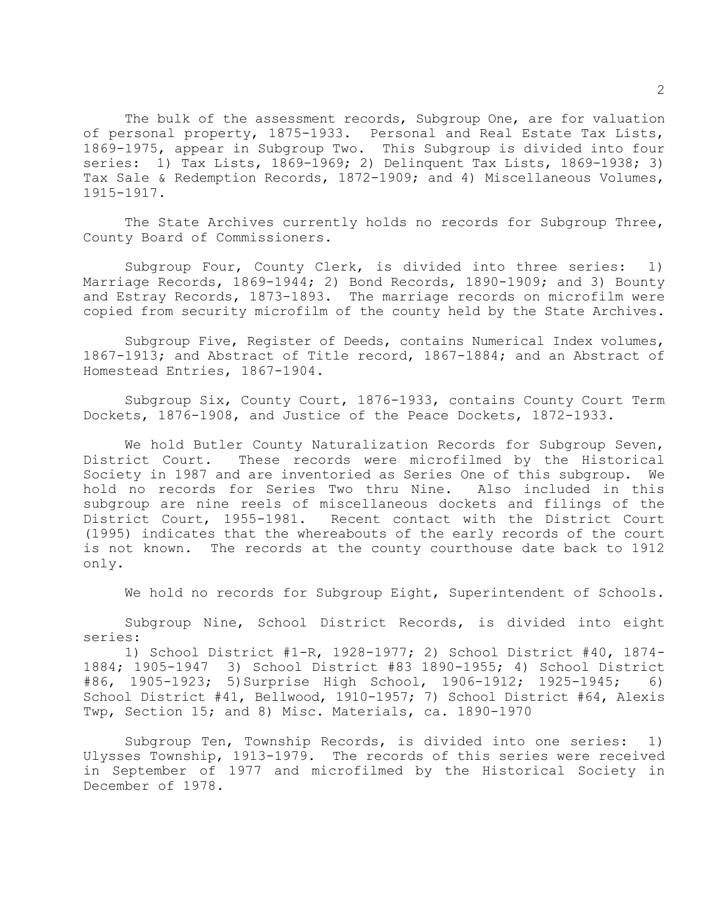The bulk of the assessment records, Subgroup One, are for valuation of personal property, 1875-1933. Personal and Real Estate Tax Lists, 1869-1975, appear in Subgroup Two. This Subgroup is divided into four series: 1) Tax Lists, 1869-1969; 2) Delinquent Tax Lists, 1869-1938; 3) Tax Sale & Redemption Records, 1872-1909; and 4) Miscellaneous Volumes, 1915-1917.

The State Archives currently holds no records for Subgroup Three, County Board of Commissioners.

Subgroup Four, County Clerk, is divided into three series: 1) Marriage Records, 1869-1944; 2) Bond Records, 1890-1909; and 3) Bounty and Estray Records, 1873-1893. The marriage records on microfilm were copied from security microfilm of the county held by the State Archives.

Subgroup Five, Register of Deeds, contains Numerical Index volumes, 1867-1913; and Abstract of Title record, 1867-1884; and an Abstract of Homestead Entries, 1867-1904.

Subgroup Six, County Court, 1876-1933, contains County Court Term Dockets, 1876-1908, and Justice of the Peace Dockets, 1872-1933.

We hold Butler County Naturalization Records for Subgroup Seven, District Court. These records were microfilmed by the Historical Society in 1987 and are inventoried as Series One of this subgroup. We hold no records for Series Two thru Nine. Also included in this subgroup are nine reels of miscellaneous dockets and filings of the District Court, 1955-1981. Recent contact with the District Court (1995) indicates that the whereabouts of the early records of the court is not known. The records at the county courthouse date back to 1912 only.

We hold no records for Subgroup Eight, Superintendent of Schools.

Subgroup Nine, School District Records, is divided into eight series:

1) School District #1-R, 1928-1977; 2) School District #40, 1874-1884; 1905-1947 3) School District #83 1890-1955; 4) School District #86, 1905-1923; 5) Surprise High School, 1906-1912; 1925-1945; 6) School District #41, Bellwood, 1910-1957; 7) School District #64, Alexis Twp, Section 15; and 8) Misc. Materials, ca. 1890-1970

Subgroup Ten, Township Records, is divided into one series: 1) Ulysses Township, 1913-1979. The records of this series were received in September of 1977 and microfilmed by the Historical Society in December of 1978.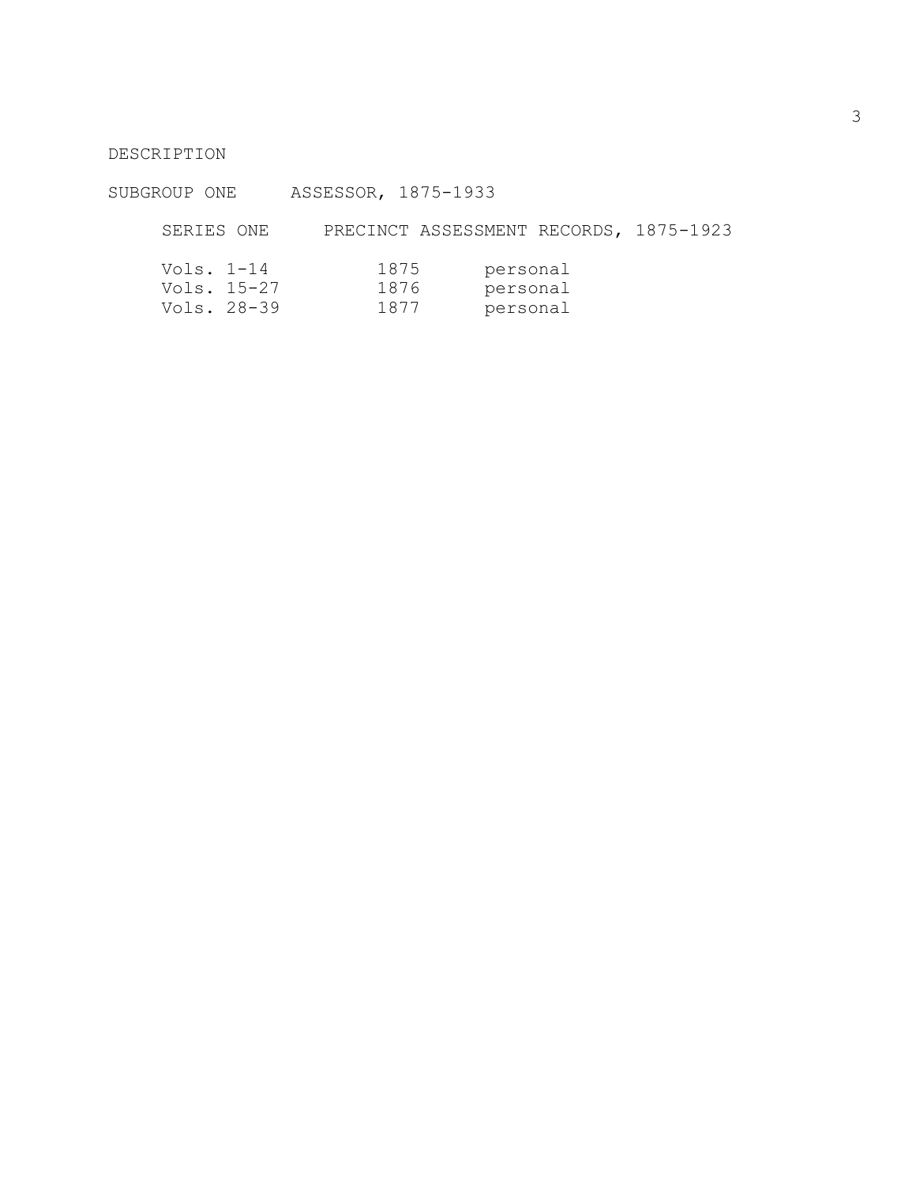## DESCRIPTION

### SUBGROUP ONE ASSESSOR, 1875-1933

#### SERIES ONE PRECINCT ASSESSMENT RECORDS, 1875-1923

| | | |
|---|---|---|
| Vols. 1-14 | 1875 | personal |
| Vols. 15-27 | 1876 | personal |
| Vols. 28-39 | 1877 | personal |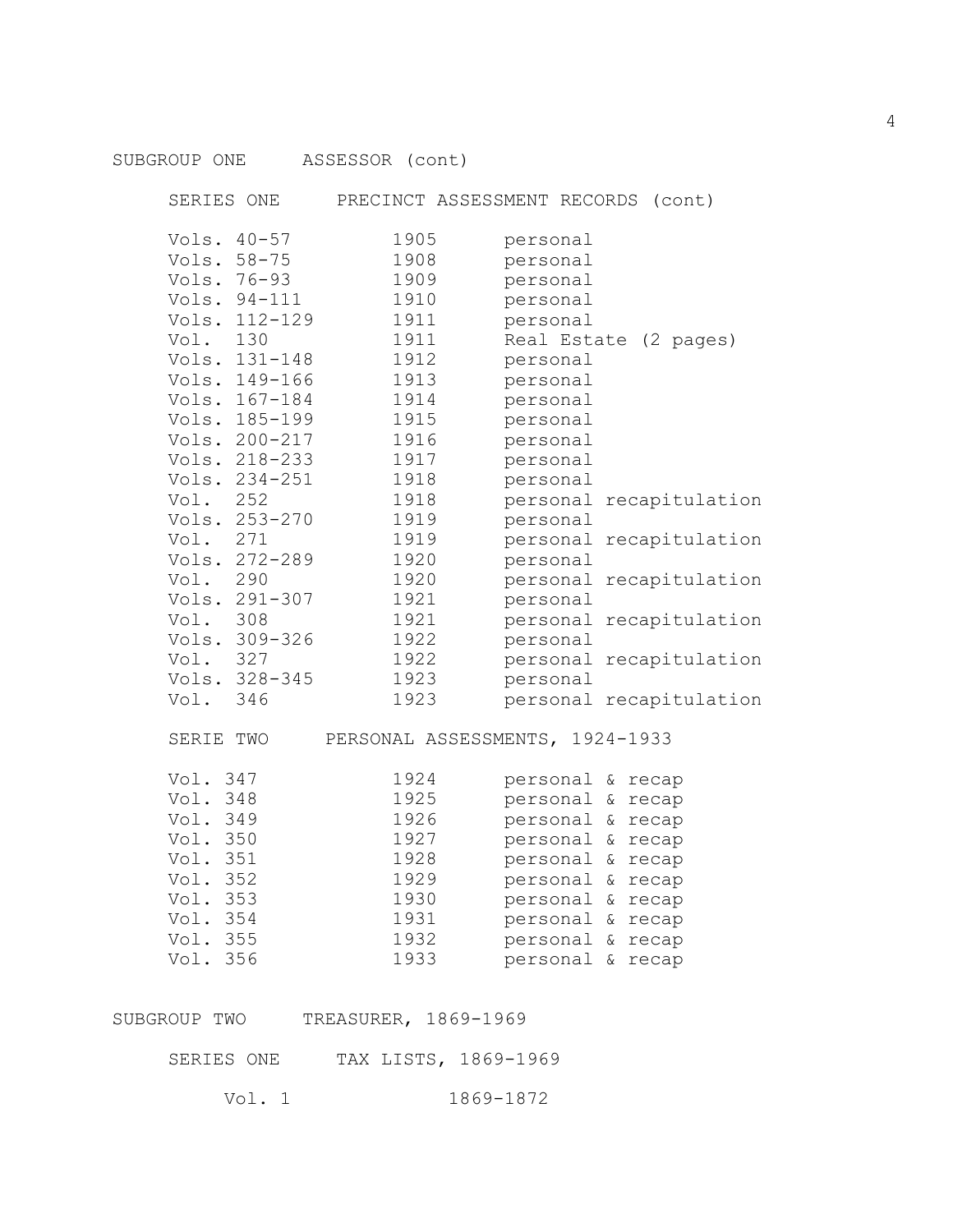## SUBGROUP ONE ASSESSOR (cont)

### SERIES ONE PRECINCT ASSESSMENT RECORDS (cont)

| | | |
|---|---|---|
| Vols. 40-57 | 1905 | personal |
| Vols. 58-75 | 1908 | personal |
| Vols. 76-93 | 1909 | personal |
| Vols. 94-111 | 1910 | personal |
| Vols. 112-129 | 1911 | personal |
| Vol. 130 | 1911 | Real Estate (2 pages) |
| Vols. 131-148 | 1912 | personal |
| Vols. 149-166 | 1913 | personal |
| Vols. 167-184 | 1914 | personal |
| Vols. 185-199 | 1915 | personal |
| Vols. 200-217 | 1916 | personal |
| Vols. 218-233 | 1917 | personal |
| Vols. 234-251 | 1918 | personal |
| Vol. 252 | 1918 | personal recapitulation |
| Vols. 253-270 | 1919 | personal |
| Vol. 271 | 1919 | personal recapitulation |
| Vols. 272-289 | 1920 | personal |
| Vol. 290 | 1920 | personal recapitulation |
| Vols. 291-307 | 1921 | personal |
| Vol. 308 | 1921 | personal recapitulation |
| Vols. 309-326 | 1922 | personal |
| Vol. 327 | 1922 | personal recapitulation |
| Vols. 328-345 | 1923 | personal |
| Vol. 346 | 1923 | personal recapitulation |

### SERIE TWO PERSONAL ASSESSMENTS, 1924-1933

| | | |
|---|---|---|
| Vol. 347 | 1924 | personal & recap |
| Vol. 348 | 1925 | personal & recap |
| Vol. 349 | 1926 | personal & recap |
| Vol. 350 | 1927 | personal & recap |
| Vol. 351 | 1928 | personal & recap |
| Vol. 352 | 1929 | personal & recap |
| Vol. 353 | 1930 | personal & recap |
| Vol. 354 | 1931 | personal & recap |
| Vol. 355 | 1932 | personal & recap |
| Vol. 356 | 1933 | personal & recap |

## SUBGROUP TWO TREASURER, 1869-1969

### SERIES ONE TAX LISTS, 1869-1969

| | |
|---|---|
| Vol. 1 | 1869-1872 |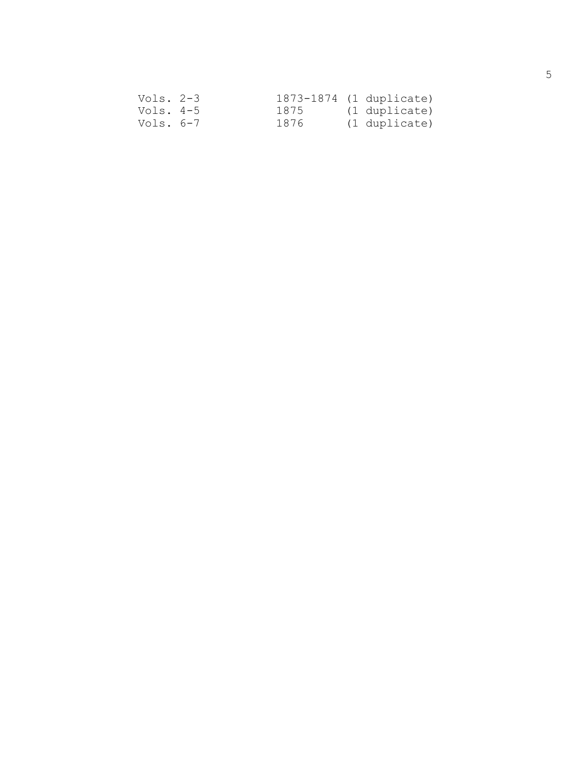| | | |
|---|---|---|
| Vols. 2-3 | 1873-1874 | (1 duplicate) |
| Vols. 4-5 | 1875 | (1 duplicate) |
| Vols. 6-7 | 1876 | (1 duplicate) |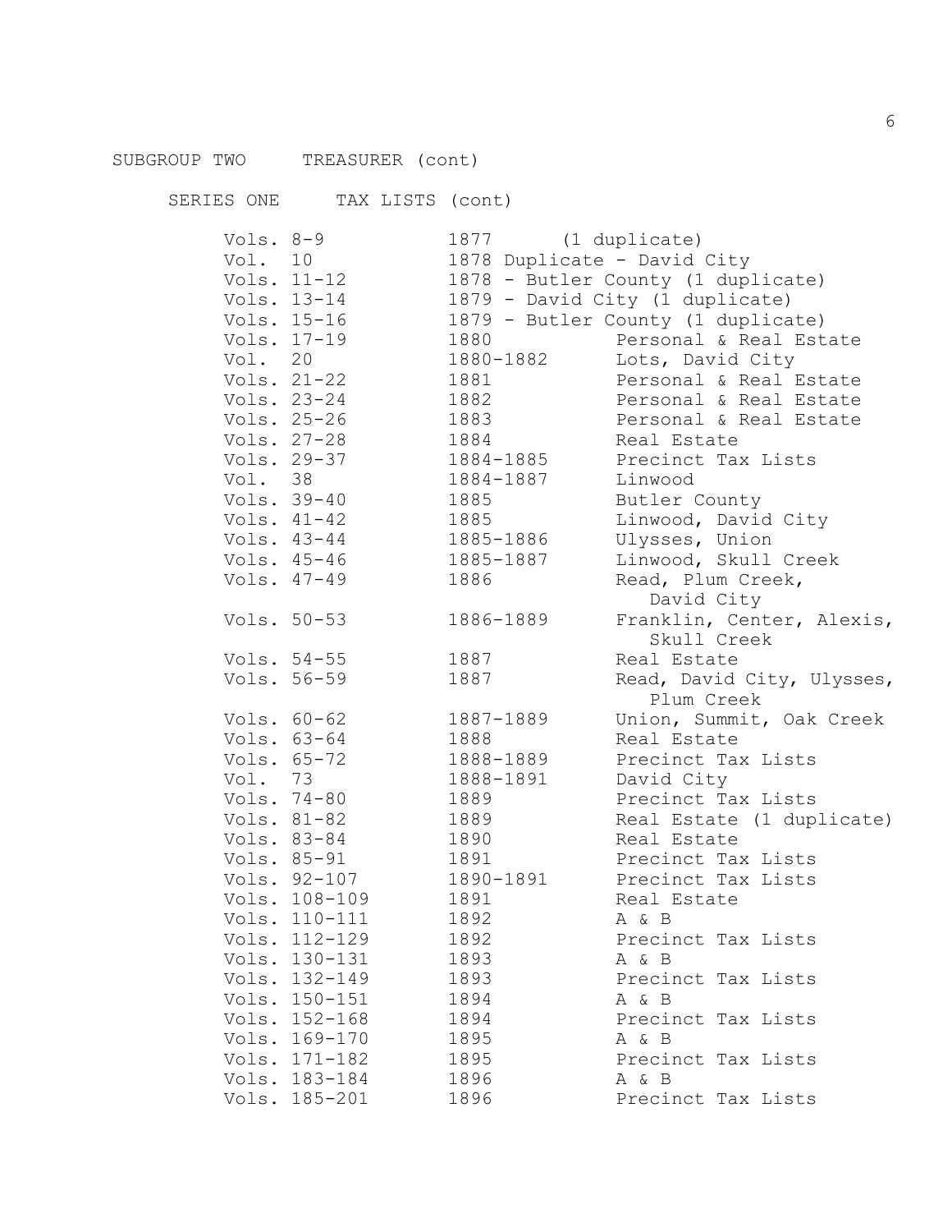SUBGROUP TWO TREASURER (cont)

SERIES ONE TAX LISTS (cont)

| | | |
|---|---|---|
| Vols. 8-9 | 1877 (1 duplicate) | |
| Vol. 10 | 1878 Duplicate - David City | |
| Vols. 11-12 | 1878 - Butler County (1 duplicate) | |
| Vols. 13-14 | 1879 - David City (1 duplicate) | |
| Vols. 15-16 | 1879 - Butler County (1 duplicate) | |
| Vols. 17-19 | 1880 | Personal & Real Estate |
| Vol. 20 | 1880-1882 | Lots, David City |
| Vols. 21-22 | 1881 | Personal & Real Estate |
| Vols. 23-24 | 1882 | Personal & Real Estate |
| Vols. 25-26 | 1883 | Personal & Real Estate |
| Vols. 27-28 | 1884 | Real Estate |
| Vols. 29-37 | 1884-1885 | Precinct Tax Lists |
| Vol. 38 | 1884-1887 | Linwood |
| Vols. 39-40 | 1885 | Butler County |
| Vols. 41-42 | 1885 | Linwood, David City |
| Vols. 43-44 | 1885-1886 | Ulysses, Union |
| Vols. 45-46 | 1885-1887 | Linwood, Skull Creek |
| Vols. 47-49 | 1886 | Read, Plum Creek, David City |
| Vols. 50-53 | 1886-1889 | Franklin, Center, Alexis, Skull Creek |
| Vols. 54-55 | 1887 | Real Estate |
| Vols. 56-59 | 1887 | Read, David City, Ulysses, Plum Creek |
| Vols. 60-62 | 1887-1889 | Union, Summit, Oak Creek |
| Vols. 63-64 | 1888 | Real Estate |
| Vols. 65-72 | 1888-1889 | Precinct Tax Lists |
| Vol. 73 | 1888-1891 | David City |
| Vols. 74-80 | 1889 | Precinct Tax Lists |
| Vols. 81-82 | 1889 | Real Estate (1 duplicate) |
| Vols. 83-84 | 1890 | Real Estate |
| Vols. 85-91 | 1891 | Precinct Tax Lists |
| Vols. 92-107 | 1890-1891 | Precinct Tax Lists |
| Vols. 108-109 | 1891 | Real Estate |
| Vols. 110-111 | 1892 | A & B |
| Vols. 112-129 | 1892 | Precinct Tax Lists |
| Vols. 130-131 | 1893 | A & B |
| Vols. 132-149 | 1893 | Precinct Tax Lists |
| Vols. 150-151 | 1894 | A & B |
| Vols. 152-168 | 1894 | Precinct Tax Lists |
| Vols. 169-170 | 1895 | A & B |
| Vols. 171-182 | 1895 | Precinct Tax Lists |
| Vols. 183-184 | 1896 | A & B |
| Vols. 185-201 | 1896 | Precinct Tax Lists |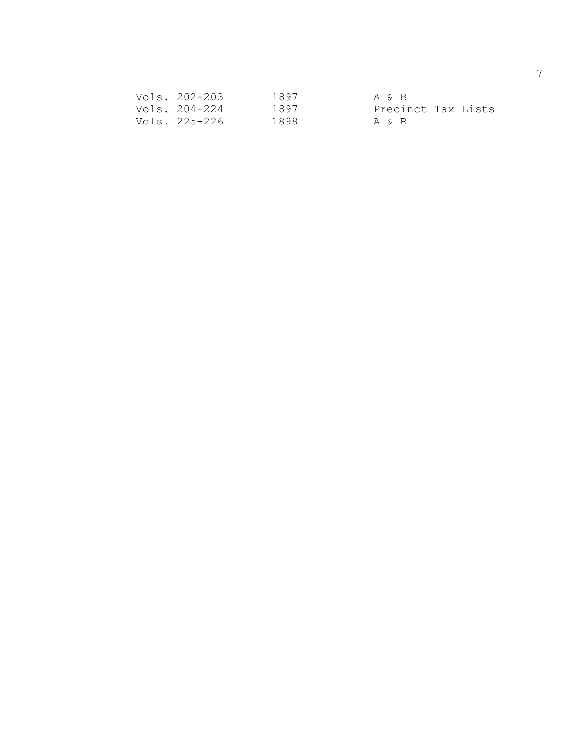| | | |
|---|---|---|
| Vols. 202-203 | 1897 | A & B |
| Vols. 204-224 | 1897 | Precinct Tax Lists |
| Vols. 225-226 | 1898 | A & B |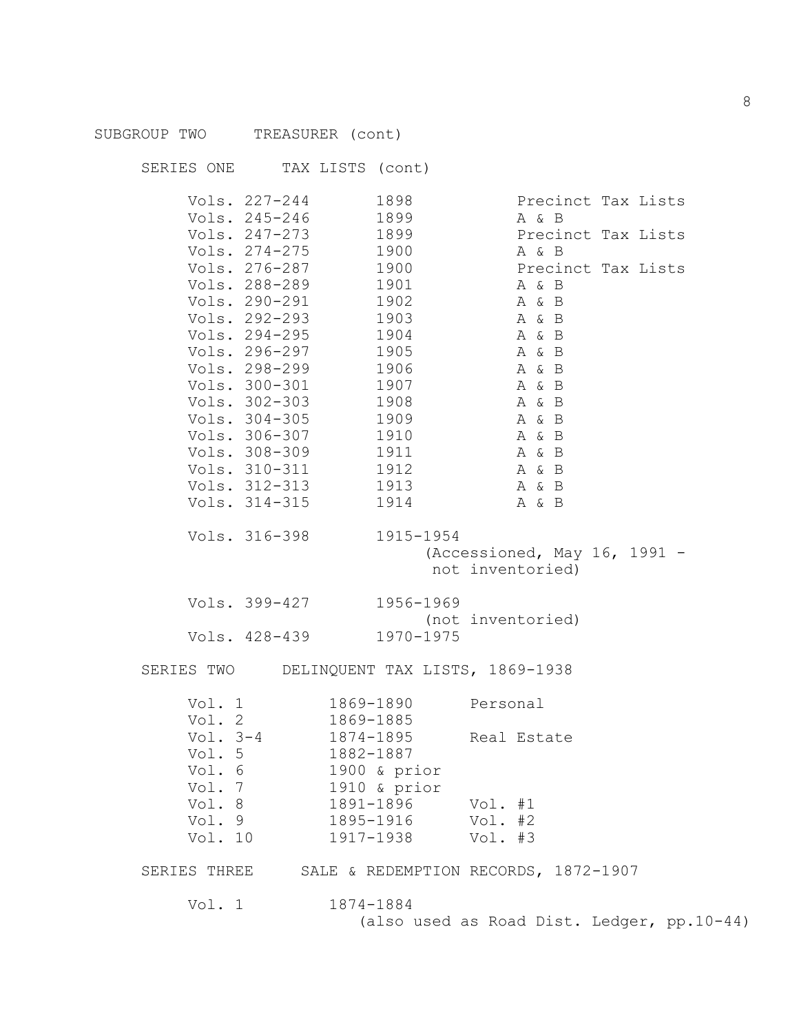SUBGROUP TWO TREASURER (cont)

SERIES ONE TAX LISTS (cont)

| | | |
|---|---|---|
| Vols. 227-244 | 1898 | Precinct Tax Lists |
| Vols. 245-246 | 1899 | A & B |
| Vols. 247-273 | 1899 | Precinct Tax Lists |
| Vols. 274-275 | 1900 | A & B |
| Vols. 276-287 | 1900 | Precinct Tax Lists |
| Vols. 288-289 | 1901 | A & B |
| Vols. 290-291 | 1902 | A & B |
| Vols. 292-293 | 1903 | A & B |
| Vols. 294-295 | 1904 | A & B |
| Vols. 296-297 | 1905 | A & B |
| Vols. 298-299 | 1906 | A & B |
| Vols. 300-301 | 1907 | A & B |
| Vols. 302-303 | 1908 | A & B |
| Vols. 304-305 | 1909 | A & B |
| Vols. 306-307 | 1910 | A & B |
| Vols. 308-309 | 1911 | A & B |
| Vols. 310-311 | 1912 | A & B |
| Vols. 312-313 | 1913 | A & B |
| Vols. 314-315 | 1914 | A & B |

Vols. 316-398 1915-1954
(Accessioned, May 16, 1991 - not inventoried)

Vols. 399-427 1956-1969
(not inventoried)
Vols. 428-439 1970-1975

SERIES TWO DELINQUENT TAX LISTS, 1869-1938

| | | |
|---|---|---|
| Vol. 1 | 1869-1890 | Personal |
| Vol. 2 | 1869-1885 | |
| Vol. 3-4 | 1874-1895 | Real Estate |
| Vol. 5 | 1882-1887 | |
| Vol. 6 | 1900 & prior | |
| Vol. 7 | 1910 & prior | |
| Vol. 8 | 1891-1896 | Vol. #1 |
| Vol. 9 | 1895-1916 | Vol. #2 |
| Vol. 10 | 1917-1938 | Vol. #3 |

SERIES THREE SALE & REDEMPTION RECORDS, 1872-1907

Vol. 1 1874-1884
(also used as Road Dist. Ledger, pp.10-44)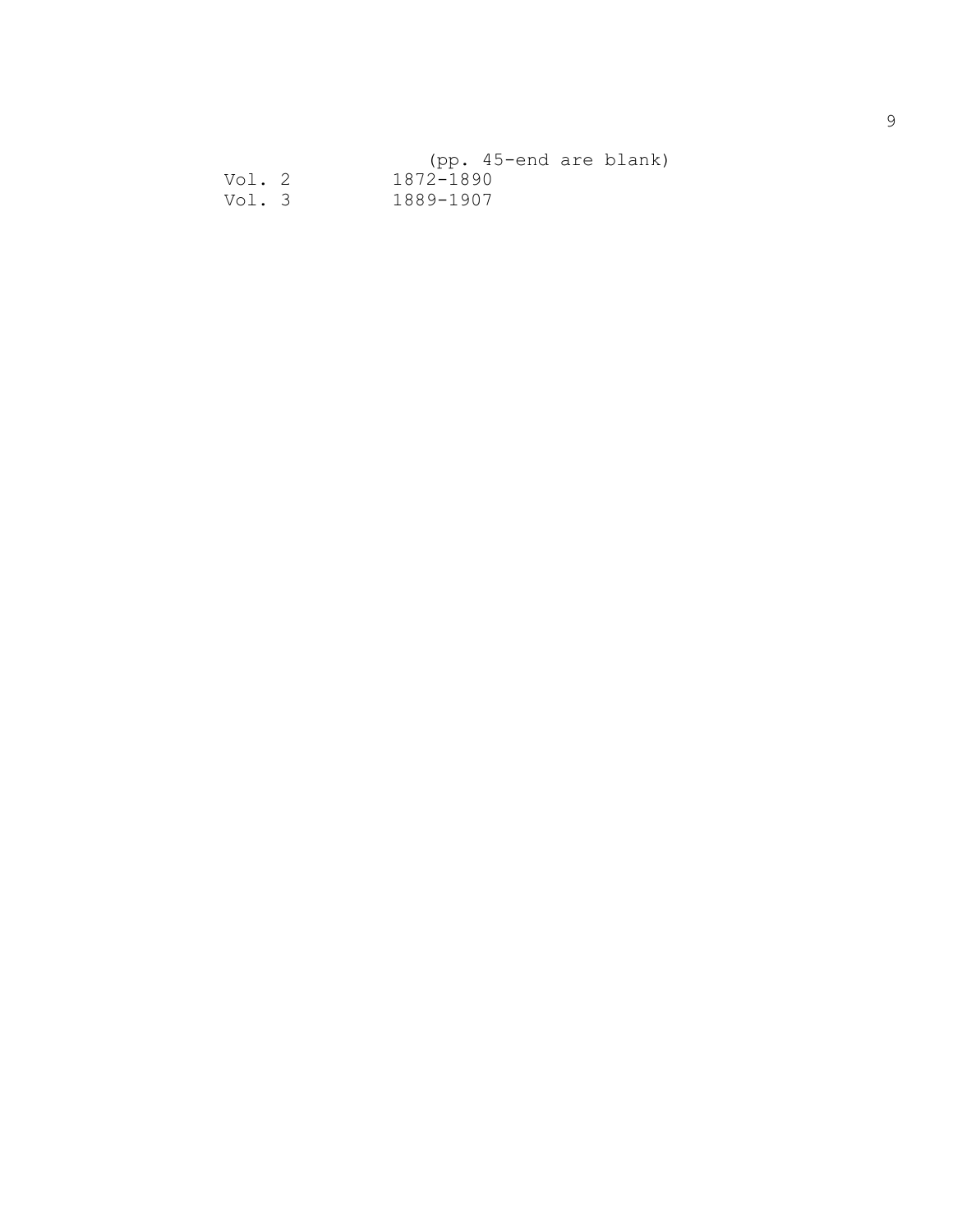(pp. 45-end are blank)

| | |
|---|---|
| Vol. 2 | 1872-1890 |
| Vol. 3 | 1889-1907 |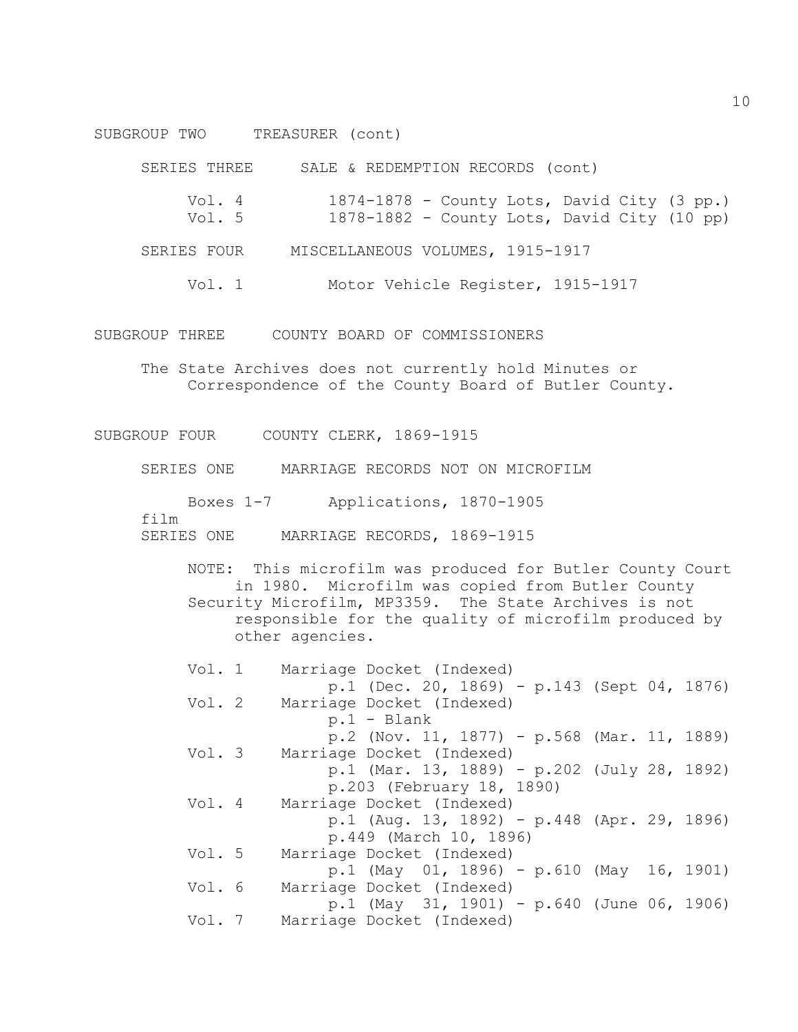SUBGROUP TWO     TREASURER (cont)

SERIES THREE     SALE & REDEMPTION RECORDS (cont)

Vol. 4     1874-1878 - County Lots, David City (3 pp.)
Vol. 5     1878-1882 - County Lots, David City (10 pp)

SERIES FOUR     MISCELLANEOUS VOLUMES, 1915-1917

Vol. 1     Motor Vehicle Register, 1915-1917

SUBGROUP THREE     COUNTY BOARD OF COMMISSIONERS

The State Archives does not currently hold Minutes or Correspondence of the County Board of Butler County.

SUBGROUP FOUR     COUNTY CLERK, 1869-1915

SERIES ONE     MARRIAGE RECORDS NOT ON MICROFILM

Boxes 1-7     Applications, 1870-1905

film
SERIES ONE     MARRIAGE RECORDS, 1869-1915

NOTE: This microfilm was produced for Butler County Court in 1980. Microfilm was copied from Butler County Security Microfilm, MP3359. The State Archives is not responsible for the quality of microfilm produced by other agencies.

Vol. 1     Marriage Docket (Indexed)
p.1 (Dec. 20, 1869) - p.143 (Sept 04, 1876)
Vol. 2     Marriage Docket (Indexed)
p.1 - Blank
p.2 (Nov. 11, 1877) - p.568 (Mar. 11, 1889)
Vol. 3     Marriage Docket (Indexed)
p.1 (Mar. 13, 1889) - p.202 (July 28, 1892)
p.203 (February 18, 1890)
Vol. 4     Marriage Docket (Indexed)
p.1 (Aug. 13, 1892) - p.448 (Apr. 29, 1896)
p.449 (March 10, 1896)
Vol. 5     Marriage Docket (Indexed)
p.1 (May 01, 1896) - p.610 (May 16, 1901)
Vol. 6     Marriage Docket (Indexed)
p.1 (May 31, 1901) - p.640 (June 06, 1906)
Vol. 7     Marriage Docket (Indexed)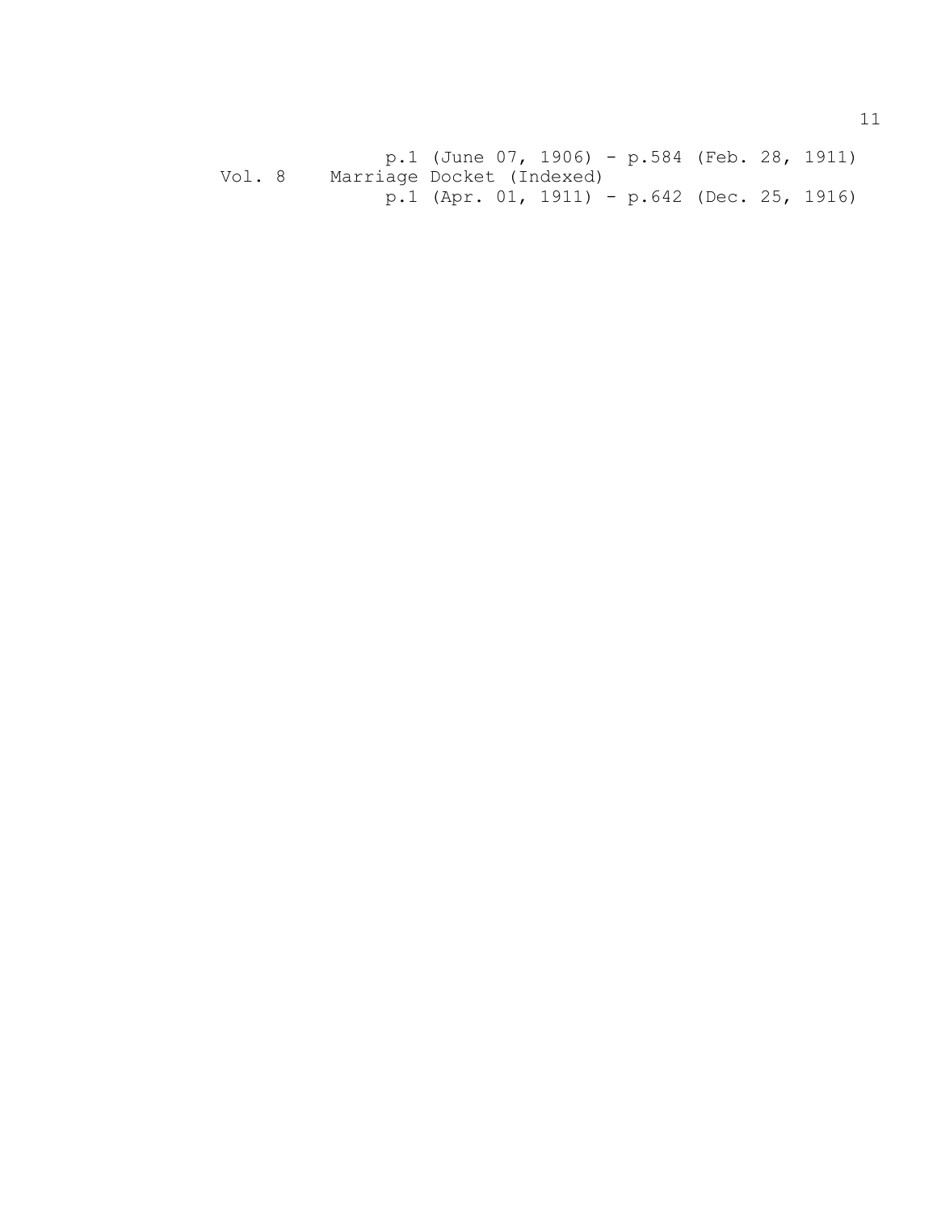p.1 (June 07, 1906) - p.584 (Feb. 28, 1911)

Vol. 8 Marriage Docket (Indexed)

p.1 (Apr. 01, 1911) - p.642 (Dec. 25, 1916)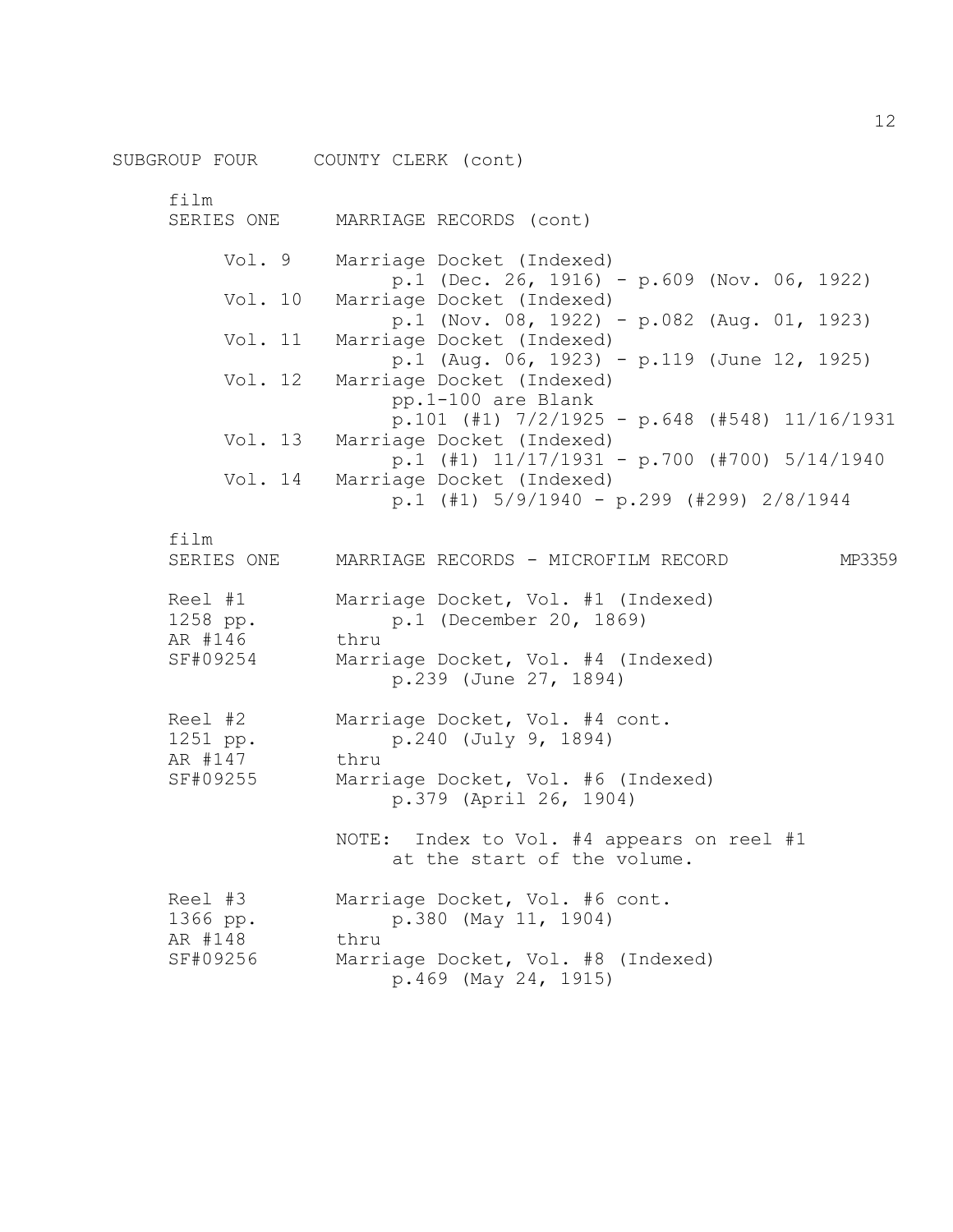SUBGROUP FOUR COUNTY CLERK (cont)

film

SERIES ONE MARRIAGE RECORDS (cont)

- Vol. 9 Marriage Docket (Indexed)
  - p.1 (Dec. 26, 1916) - p.609 (Nov. 06, 1922)
- Vol. 10 Marriage Docket (Indexed)
  - p.1 (Nov. 08, 1922) - p.082 (Aug. 01, 1923)
- Vol. 11 Marriage Docket (Indexed)
  - p.1 (Aug. 06, 1923) - p.119 (June 12, 1925)
- Vol. 12 Marriage Docket (Indexed)
  - pp.1-100 are Blank
  - p.101 (#1) 7/2/1925 - p.648 (#548) 11/16/1931
- Vol. 13 Marriage Docket (Indexed)
  - p.1 (#1) 11/17/1931 - p.700 (#700) 5/14/1940
- Vol. 14 Marriage Docket (Indexed)
  - p.1 (#1) 5/9/1940 - p.299 (#299) 2/8/1944

film

SERIES ONE MARRIAGE RECORDS - MICROFILM RECORD MP3359

Reel #1
1258 pp.
AR #146
SF#09254

Marriage Docket, Vol. #1 (Indexed)
p.1 (December 20, 1869)
thru
Marriage Docket, Vol. #4 (Indexed)
p.239 (June 27, 1894)

Reel #2
1251 pp.
AR #147
SF#09255

Marriage Docket, Vol. #4 cont.
p.240 (July 9, 1894)
thru
Marriage Docket, Vol. #6 (Indexed)
p.379 (April 26, 1904)

NOTE: Index to Vol. #4 appears on reel #1 at the start of the volume.

Reel #3
1366 pp.
AR #148
SF#09256

Marriage Docket, Vol. #6 cont.
p.380 (May 11, 1904)
thru
Marriage Docket, Vol. #8 (Indexed)
p.469 (May 24, 1915)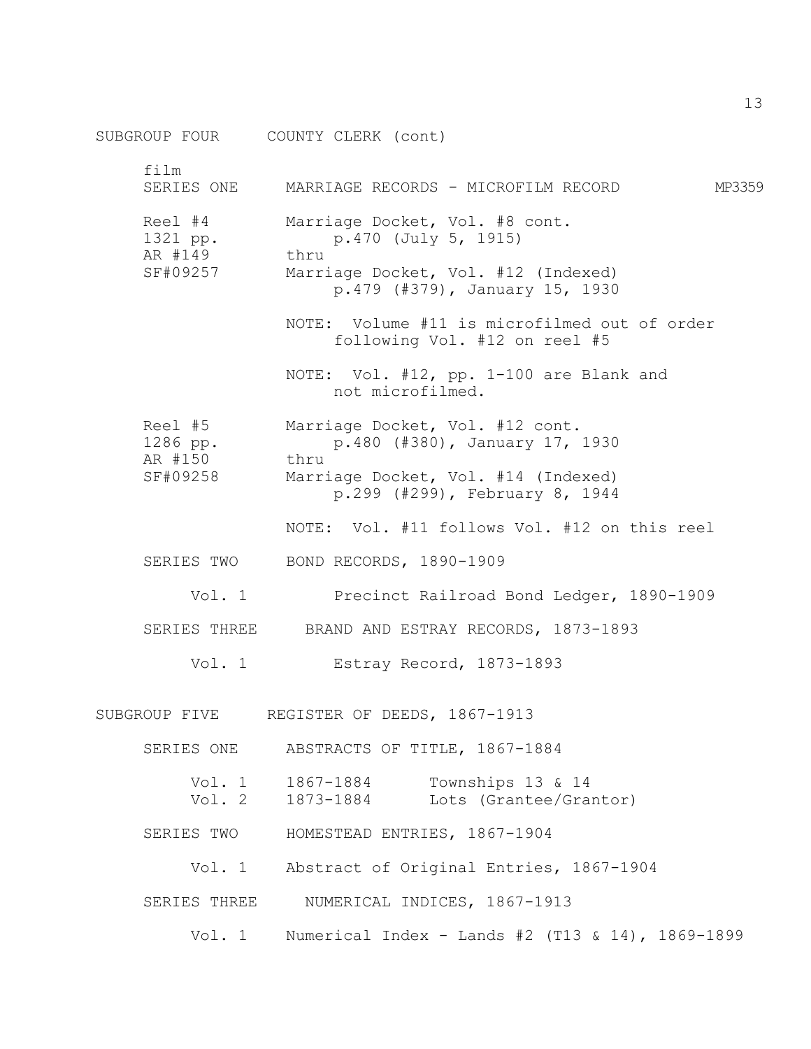SUBGROUP FOUR COUNTY CLERK (cont)

film

SERIES ONE MARRIAGE RECORDS - MICROFILM RECORD MP3359

| | |
|---|---|
| Reel #4<br>1321 pp.<br>AR #149<br>SF#09257 | Marriage Docket, Vol. #8 cont.<br>p.470 (July 5, 1915)<br>thru<br>Marriage Docket, Vol. #12 (Indexed)<br>p.479 (#379), January 15, 1930 |
| | NOTE: Volume #11 is microfilmed out of order following Vol. #12 on reel #5 |
| | NOTE: Vol. #12, pp. 1-100 are Blank and not microfilmed. |
| Reel #5<br>1286 pp.<br>AR #150<br>SF#09258 | Marriage Docket, Vol. #12 cont.<br>p.480 (#380), January 17, 1930<br>thru<br>Marriage Docket, Vol. #14 (Indexed)<br>p.299 (#299), February 8, 1944 |
| | NOTE: Vol. #11 follows Vol. #12 on this reel |

SERIES TWO BOND RECORDS, 1890-1909

Vol. 1 Precinct Railroad Bond Ledger, 1890-1909

SERIES THREE BRAND AND ESTRAY RECORDS, 1873-1893

Vol. 1 Estray Record, 1873-1893

SUBGROUP FIVE REGISTER OF DEEDS, 1867-1913

SERIES ONE ABSTRACTS OF TITLE, 1867-1884

| | | |
|---|---|---|
| Vol. 1 | 1867-1884 | Townships 13 & 14 |
| Vol. 2 | 1873-1884 | Lots (Grantee/Grantor) |

SERIES TWO HOMESTEAD ENTRIES, 1867-1904

Vol. 1 Abstract of Original Entries, 1867-1904

SERIES THREE NUMERICAL INDICES, 1867-1913

Vol. 1 Numerical Index - Lands #2 (T13 & 14), 1869-1899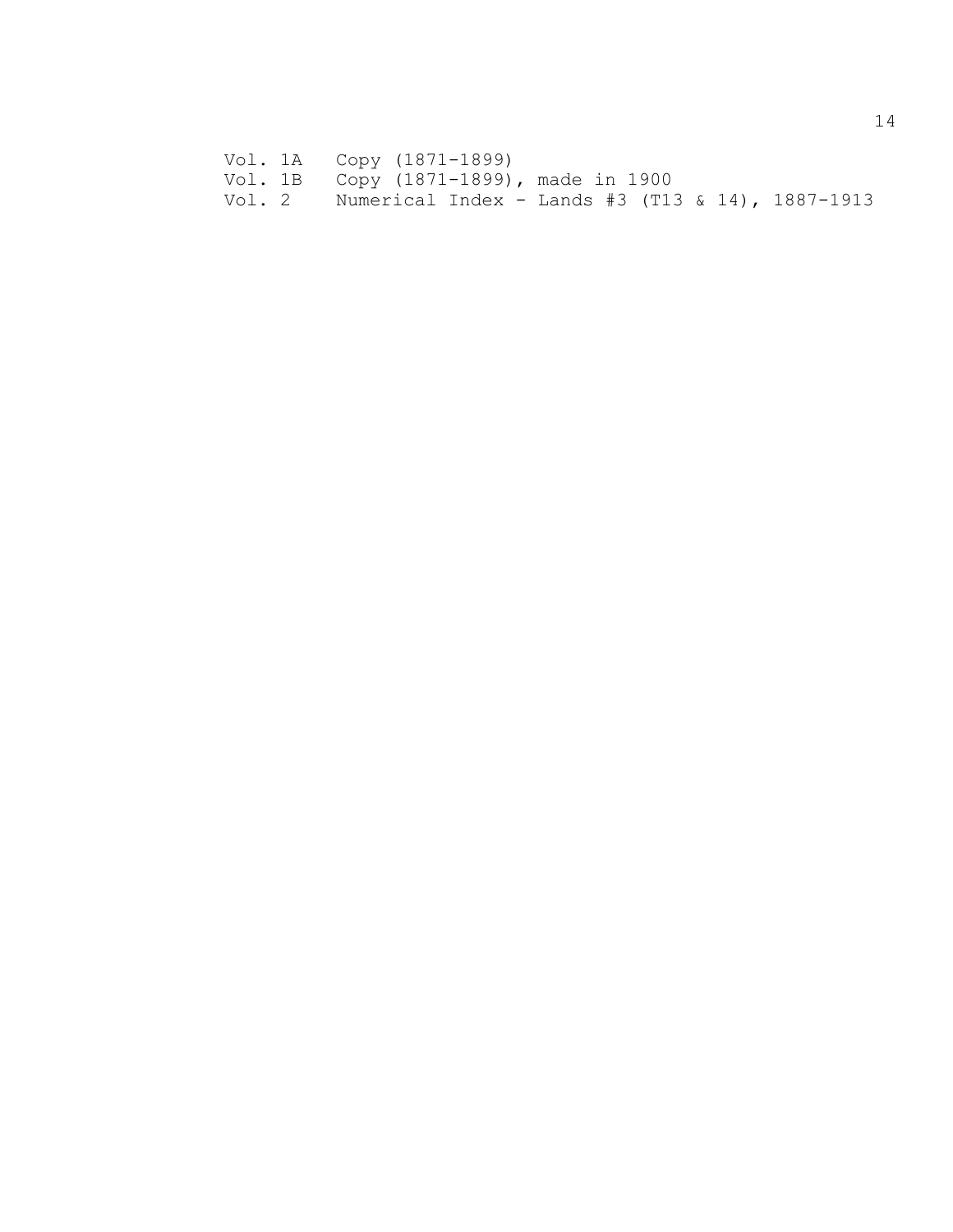Vol. 1A Copy (1871-1899)
Vol. 1B Copy (1871-1899), made in 1900
Vol. 2 Numerical Index - Lands #3 (T13 & 14), 1887-1913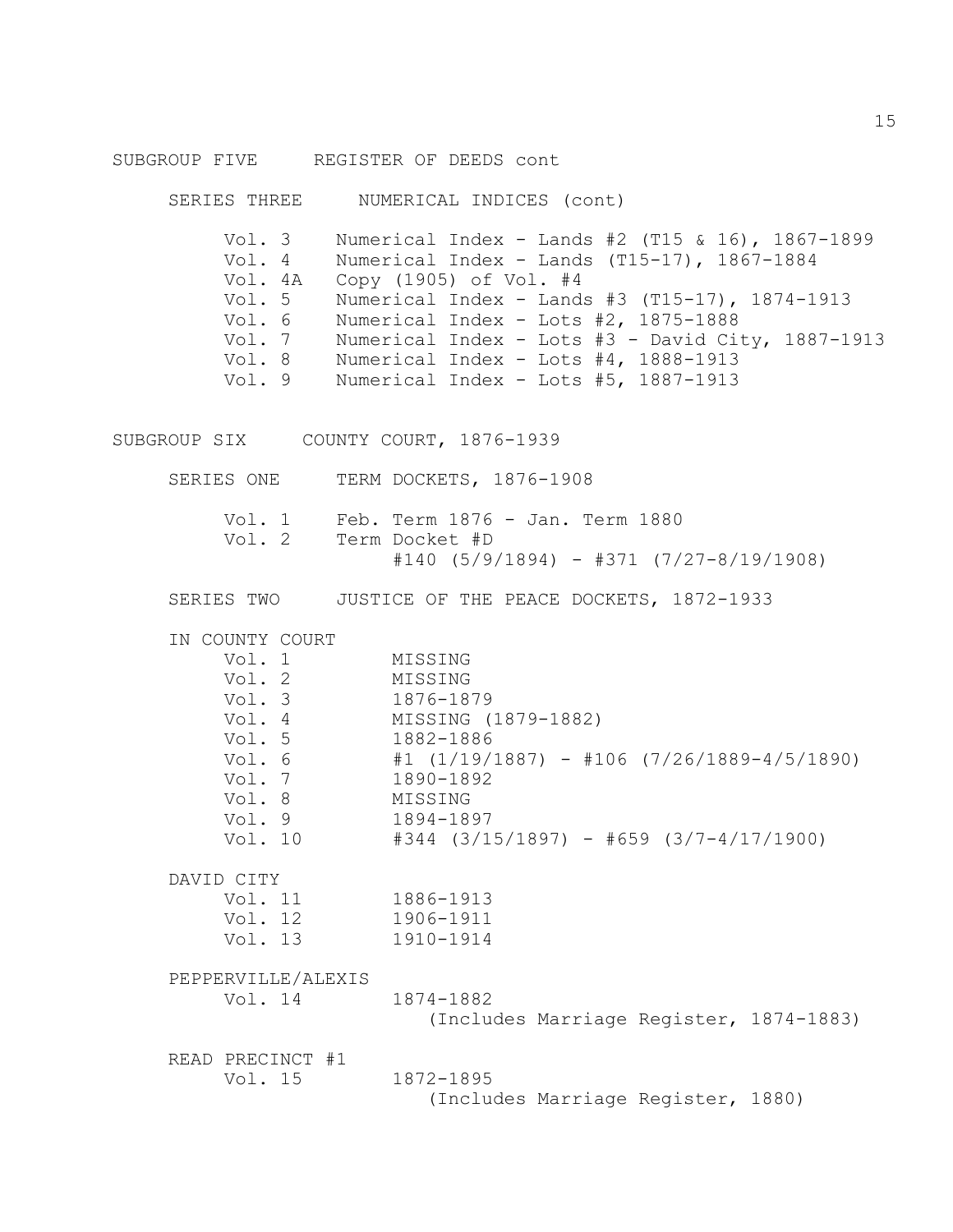## SUBGROUP FIVE REGISTER OF DEEDS cont

### SERIES THREE NUMERICAL INDICES (cont)

- Vol. 3 Numerical Index - Lands #2 (T15 & 16), 1867-1899
- Vol. 4 Numerical Index - Lands (T15-17), 1867-1884
- Vol. 4A Copy (1905) of Vol. #4
- Vol. 5 Numerical Index - Lands #3 (T15-17), 1874-1913
- Vol. 6 Numerical Index - Lots #2, 1875-1888
- Vol. 7 Numerical Index - Lots #3 - David City, 1887-1913
- Vol. 8 Numerical Index - Lots #4, 1888-1913
- Vol. 9 Numerical Index - Lots #5, 1887-1913

## SUBGROUP SIX COUNTY COURT, 1876-1939

### SERIES ONE TERM DOCKETS, 1876-1908

- Vol. 1 Feb. Term 1876 - Jan. Term 1880
- Vol. 2 Term Docket #D
  #140 (5/9/1894) - #371 (7/27-8/19/1908)

### SERIES TWO JUSTICE OF THE PEACE DOCKETS, 1872-1933

IN COUNTY COURT

- Vol. 1 MISSING
- Vol. 2 MISSING
- Vol. 3 1876-1879
- Vol. 4 MISSING (1879-1882)
- Vol. 5 1882-1886
- Vol. 6 #1 (1/19/1887) - #106 (7/26/1889-4/5/1890)
- Vol. 7 1890-1892
- Vol. 8 MISSING
- Vol. 9 1894-1897
- Vol. 10 #344 (3/15/1897) - #659 (3/7-4/17/1900)

DAVID CITY

- Vol. 11 1886-1913
- Vol. 12 1906-1911
- Vol. 13 1910-1914

PEPPERVILLE/ALEXIS

- Vol. 14 1874-1882
  (Includes Marriage Register, 1874-1883)

READ PRECINCT #1

- Vol. 15 1872-1895
  (Includes Marriage Register, 1880)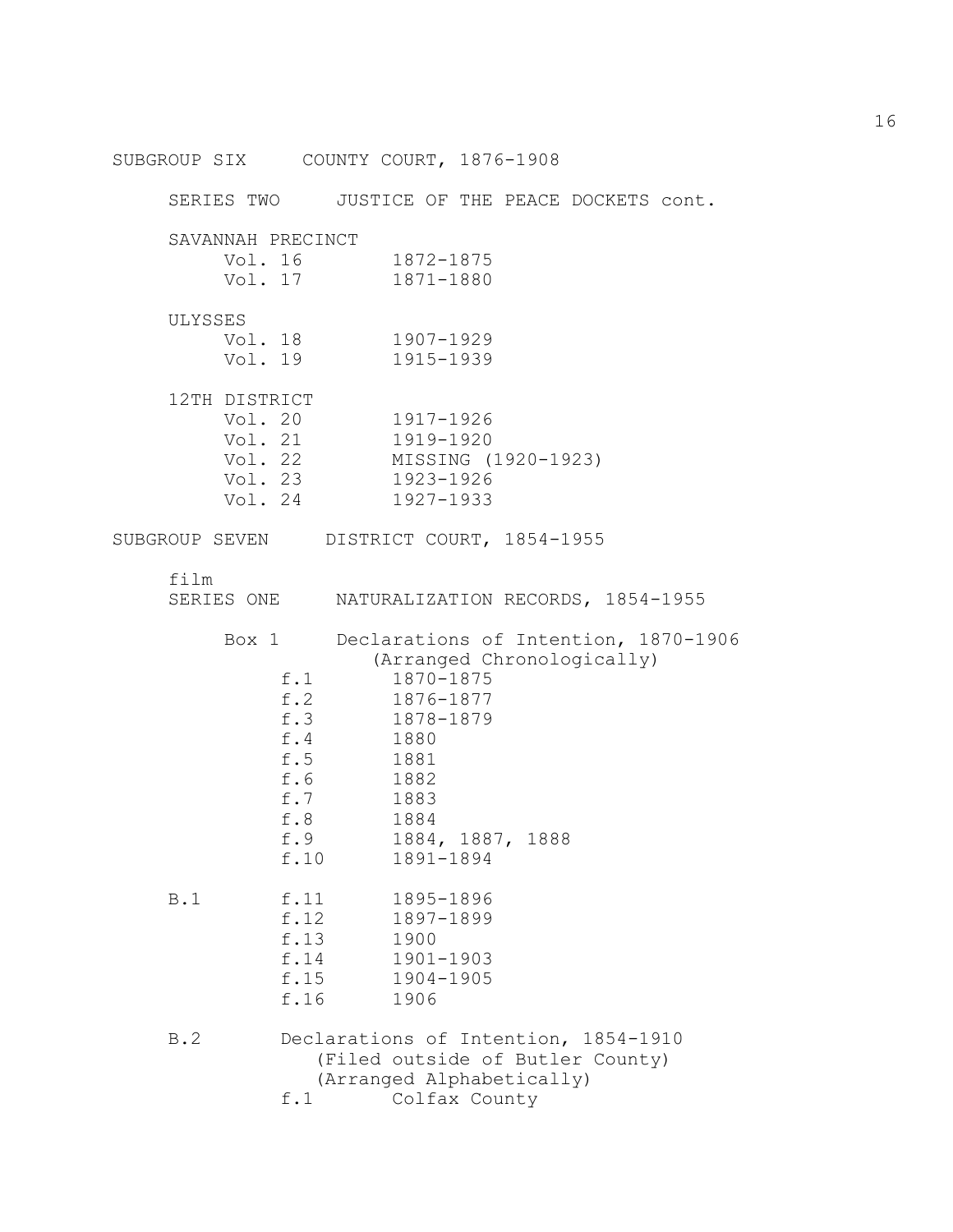SUBGROUP SIX COUNTY COURT, 1876-1908

SERIES TWO JUSTICE OF THE PEACE DOCKETS cont.

SAVANNAH PRECINCT

| | |
|---|---|
| Vol. 16 | 1872-1875 |
| Vol. 17 | 1871-1880 |

ULYSSES

| | |
|---|---|
| Vol. 18 | 1907-1929 |
| Vol. 19 | 1915-1939 |

12TH DISTRICT

| | |
|---|---|
| Vol. 20 | 1917-1926 |
| Vol. 21 | 1919-1920 |
| Vol. 22 | MISSING (1920-1923) |
| Vol. 23 | 1923-1926 |
| Vol. 24 | 1927-1933 |

SUBGROUP SEVEN DISTRICT COURT, 1854-1955

film
SERIES ONE NATURALIZATION RECORDS, 1854-1955

Box 1 Declarations of Intention, 1870-1906
(Arranged Chronologically)

| | | |
|---|---|---|
| | f.1 | 1870-1875 |
| | f.2 | 1876-1877 |
| | f.3 | 1878-1879 |
| | f.4 | 1880 |
| | f.5 | 1881 |
| | f.6 | 1882 |
| | f.7 | 1883 |
| | f.8 | 1884 |
| | f.9 | 1884, 1887, 1888 |
| | f.10 | 1891-1894 |
| B.1 | f.11 | 1895-1896 |
| | f.12 | 1897-1899 |
| | f.13 | 1900 |
| | f.14 | 1901-1903 |
| | f.15 | 1904-1905 |
| | f.16 | 1906 |

B.2 Declarations of Intention, 1854-1910
(Filed outside of Butler County)
(Arranged Alphabetically)

f.1 Colfax County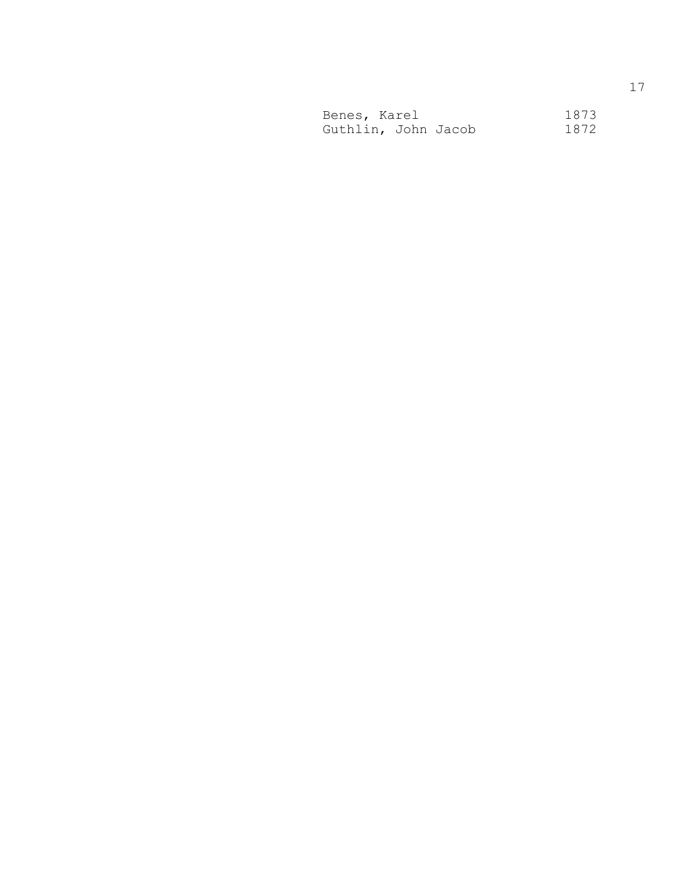| | |
|---|---|
| Benes, Karel | 1873 |
| Guthlin, John Jacob | 1872 |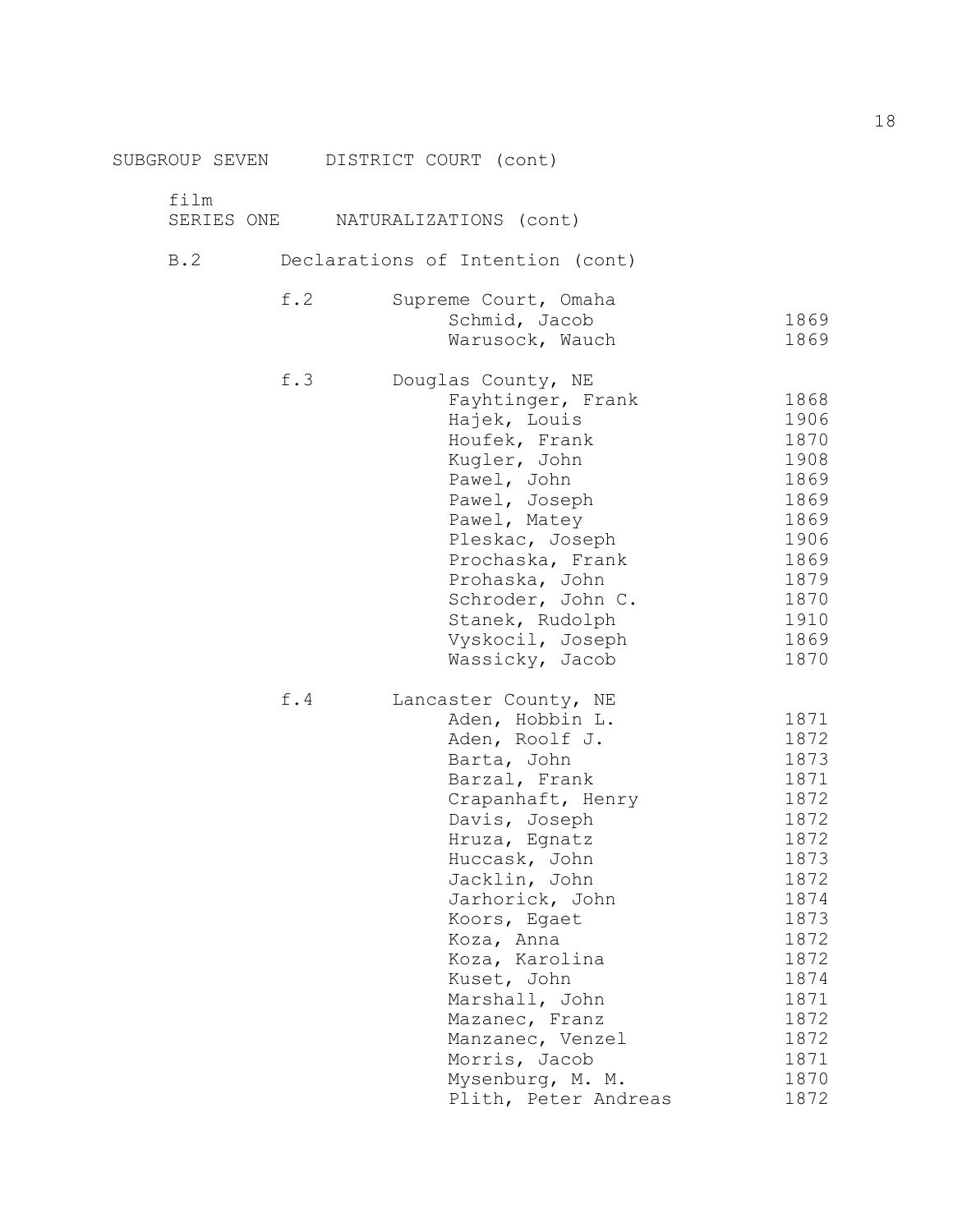SUBGROUP SEVEN    DISTRICT COURT (cont)

film
SERIES ONE    NATURALIZATIONS (cont)

B.2    Declarations of Intention (cont)

f.2    Supreme Court, Omaha

| Name | Year |
|---|---|
| Schmid, Jacob | 1869 |
| Warusock, Wauch | 1869 |

f.3    Douglas County, NE

| Name | Year |
|---|---|
| Fayhtinger, Frank | 1868 |
| Hajek, Louis | 1906 |
| Houfek, Frank | 1870 |
| Kugler, John | 1908 |
| Pawel, John | 1869 |
| Pawel, Joseph | 1869 |
| Pawel, Matey | 1869 |
| Pleskac, Joseph | 1906 |
| Prochaska, Frank | 1869 |
| Prohaska, John | 1879 |
| Schroder, John C. | 1870 |
| Stanek, Rudolph | 1910 |
| Vyskocil, Joseph | 1869 |
| Wassicky, Jacob | 1870 |

f.4    Lancaster County, NE

| Name | Year |
|---|---|
| Aden, Hobbin L. | 1871 |
| Aden, Roolf J. | 1872 |
| Barta, John | 1873 |
| Barzal, Frank | 1871 |
| Crapanhaft, Henry | 1872 |
| Davis, Joseph | 1872 |
| Hruza, Egnatz | 1872 |
| Huccask, John | 1873 |
| Jacklin, John | 1872 |
| Jarhorick, John | 1874 |
| Koors, Egaet | 1873 |
| Koza, Anna | 1872 |
| Koza, Karolina | 1872 |
| Kuset, John | 1874 |
| Marshall, John | 1871 |
| Mazanec, Franz | 1872 |
| Manzanec, Venzel | 1872 |
| Morris, Jacob | 1871 |
| Mysenburg, M. M. | 1870 |
| Plith, Peter Andreas | 1872 |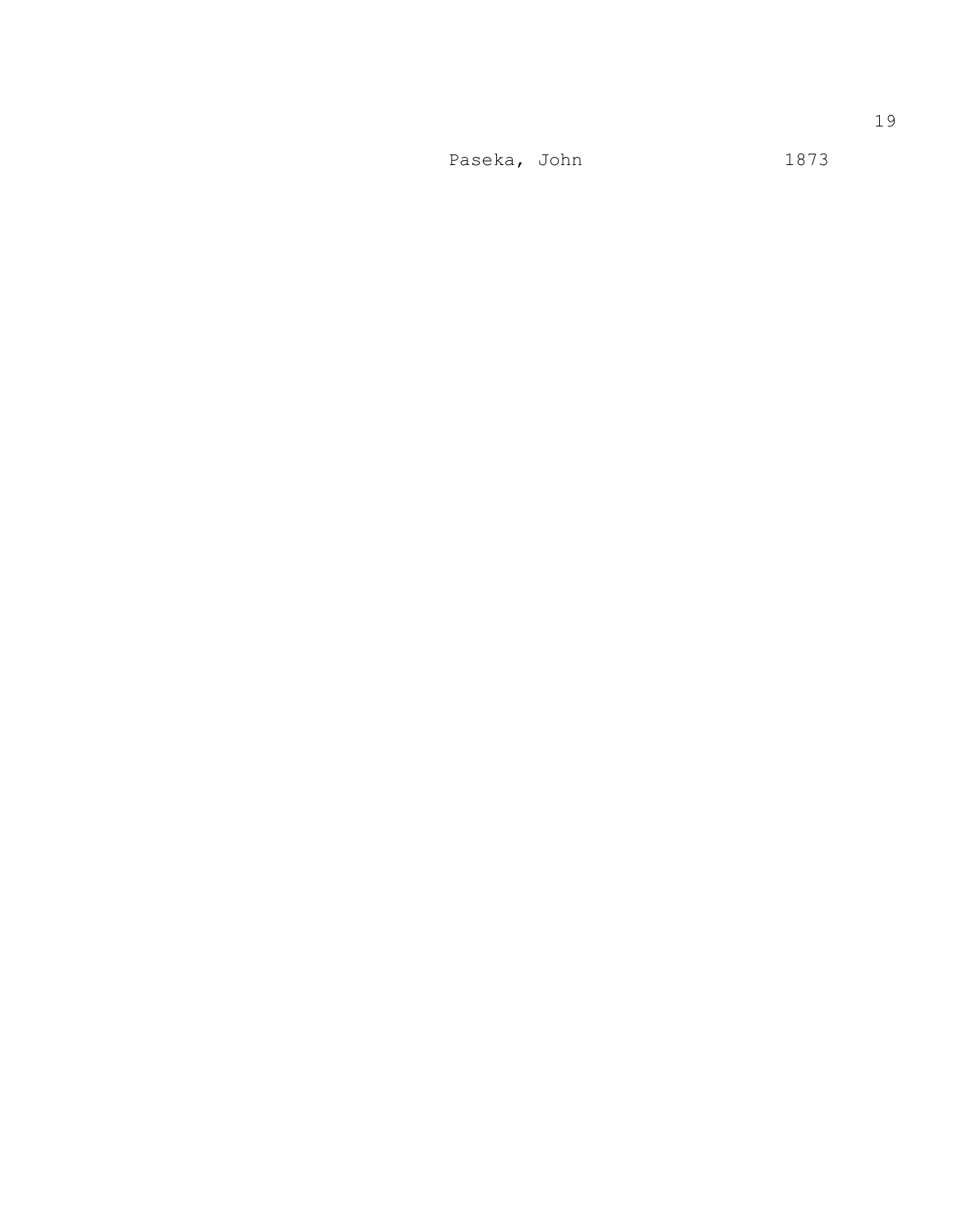Paseka, John 1873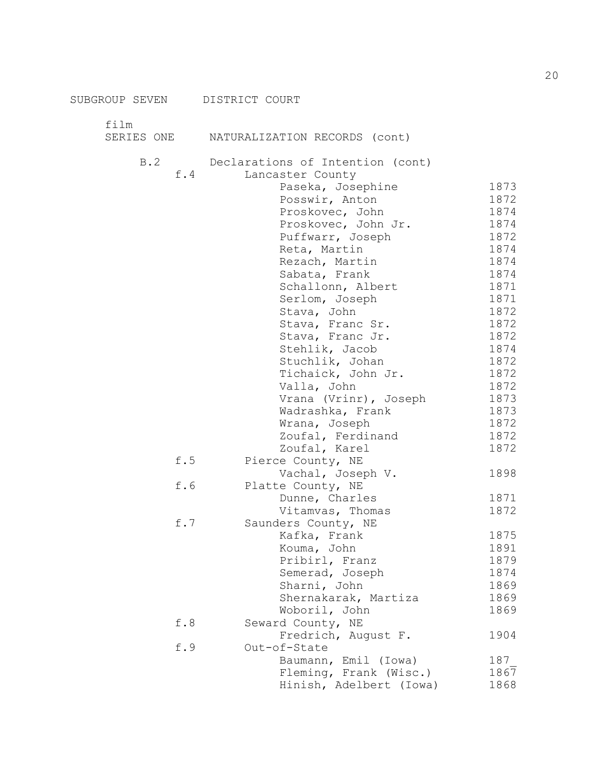SUBGROUP SEVEN DISTRICT COURT

film

SERIES ONE NATURALIZATION RECORDS (cont)

B.2 Declarations of Intention (cont)

f.4 Lancaster County

| Name | Year |
|---|---|
| Paseka, Josephine | 1873 |
| Posswir, Anton | 1872 |
| Proskovec, John | 1874 |
| Proskovec, John Jr. | 1874 |
| Puffwarr, Joseph | 1872 |
| Reta, Martin | 1874 |
| Rezach, Martin | 1874 |
| Sabata, Frank | 1874 |
| Schallonn, Albert | 1871 |
| Serlom, Joseph | 1871 |
| Stava, John | 1872 |
| Stava, Franc Sr. | 1872 |
| Stava, Franc Jr. | 1872 |
| Stehlik, Jacob | 1874 |
| Stuchlik, Johan | 1872 |
| Tichaick, John Jr. | 1872 |
| Valla, John | 1872 |
| Vrana (Vrinr), Joseph | 1873 |
| Wadrashka, Frank | 1873 |
| Wrana, Joseph | 1872 |
| Zoufal, Ferdinand | 1872 |
| Zoufal, Karel | 1872 |

f.5 Pierce County, NE

| Name | Year |
|---|---|
| Vachal, Joseph V. | 1898 |

f.6 Platte County, NE

| Name | Year |
|---|---|
| Dunne, Charles | 1871 |
| Vitamvas, Thomas | 1872 |

f.7 Saunders County, NE

| Name | Year |
|---|---|
| Kafka, Frank | 1875 |
| Kouma, John | 1891 |
| Pribirl, Franz | 1879 |
| Semerad, Joseph | 1874 |
| Sharni, John | 1869 |
| Shernakarak, Martiza | 1869 |
| Woboril, John | 1869 |

f.8 Seward County, NE

| Name | Year |
|---|---|
| Fredrich, August F. | 1904 |

f.9 Out-of-State

| Name | Year |
|---|---|
| Baumann, Emil (Iowa) | 187_ |
| Fleming, Frank (Wisc.) | 1867 |
| Hinish, Adelbert (Iowa) | 1868 |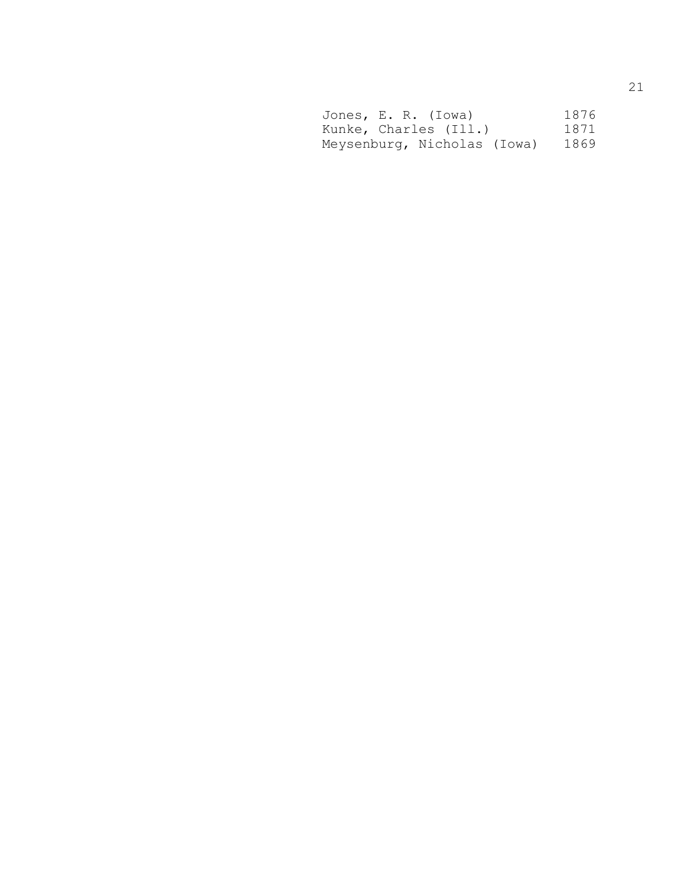| | |
|---|---|
| Jones, E. R. (Iowa) | 1876 |
| Kunke, Charles (Ill.) | 1871 |
| Meysenburg, Nicholas (Iowa) | 1869 |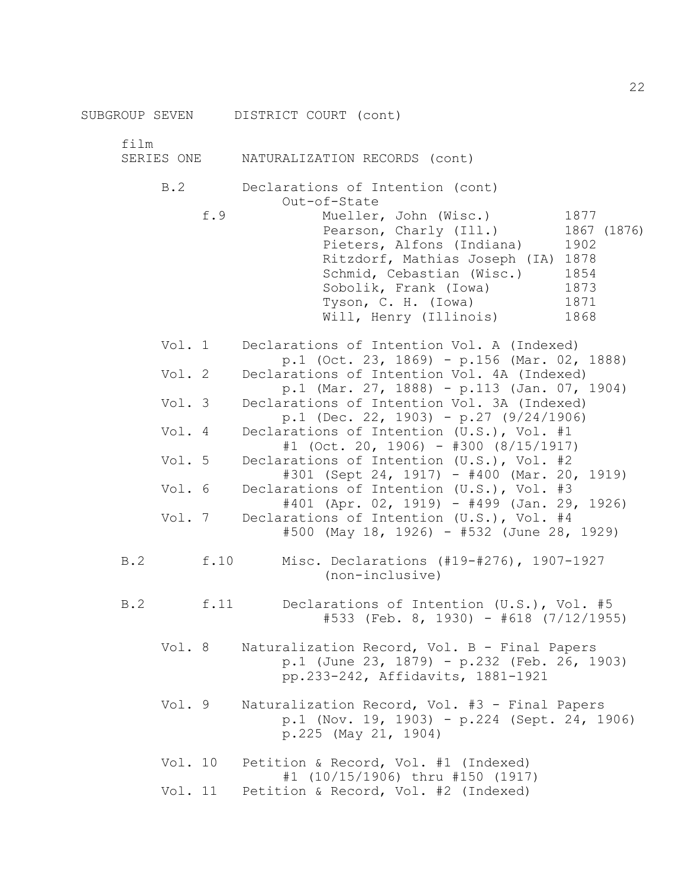SUBGROUP SEVEN DISTRICT COURT (cont)

film
SERIES ONE NATURALIZATION RECORDS (cont)

B.2 Declarations of Intention (cont)
Out-of-State

f.9

| Name | Year |
|---|---|
| Mueller, John (Wisc.) | 1877 |
| Pearson, Charly (Ill.) | 1867 (1876) |
| Pieters, Alfons (Indiana) | 1902 |
| Ritzdorf, Mathias Joseph (IA) | 1878 |
| Schmid, Cebastian (Wisc.) | 1854 |
| Sobolik, Frank (Iowa) | 1873 |
| Tyson, C. H. (Iowa) | 1871 |
| Will, Henry (Illinois) | 1868 |

Vol. 1 Declarations of Intention Vol. A (Indexed)
p.1 (Oct. 23, 1869) - p.156 (Mar. 02, 1888)

Vol. 2 Declarations of Intention Vol. 4A (Indexed)
p.1 (Mar. 27, 1888) - p.113 (Jan. 07, 1904)

Vol. 3 Declarations of Intention Vol. 3A (Indexed)
p.1 (Dec. 22, 1903) - p.27 (9/24/1906)

Vol. 4 Declarations of Intention (U.S.), Vol. #1
#1 (Oct. 20, 1906) - #300 (8/15/1917)

Vol. 5 Declarations of Intention (U.S.), Vol. #2
#301 (Sept 24, 1917) - #400 (Mar. 20, 1919)

Vol. 6 Declarations of Intention (U.S.), Vol. #3
#401 (Apr. 02, 1919) - #499 (Jan. 29, 1926)

Vol. 7 Declarations of Intention (U.S.), Vol. #4
#500 (May 18, 1926) - #532 (June 28, 1929)

B.2 f.10 Misc. Declarations (#19-#276), 1907-1927
(non-inclusive)

B.2 f.11 Declarations of Intention (U.S.), Vol. #5
#533 (Feb. 8, 1930) - #618 (7/12/1955)

Vol. 8 Naturalization Record, Vol. B - Final Papers
p.1 (June 23, 1879) - p.232 (Feb. 26, 1903)
pp.233-242, Affidavits, 1881-1921

Vol. 9 Naturalization Record, Vol. #3 - Final Papers
p.1 (Nov. 19, 1903) - p.224 (Sept. 24, 1906)
p.225 (May 21, 1904)

Vol. 10 Petition & Record, Vol. #1 (Indexed)
#1 (10/15/1906) thru #150 (1917)

Vol. 11 Petition & Record, Vol. #2 (Indexed)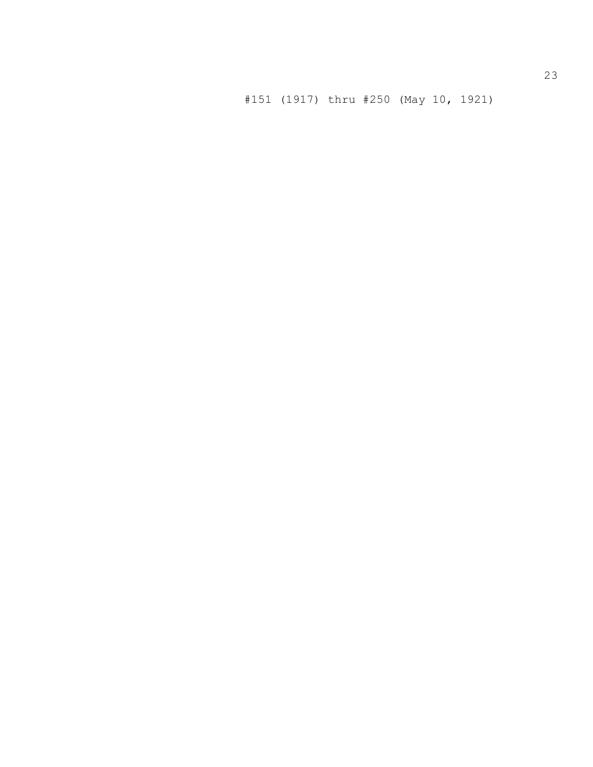#151 (1917) thru #250 (May 10, 1921)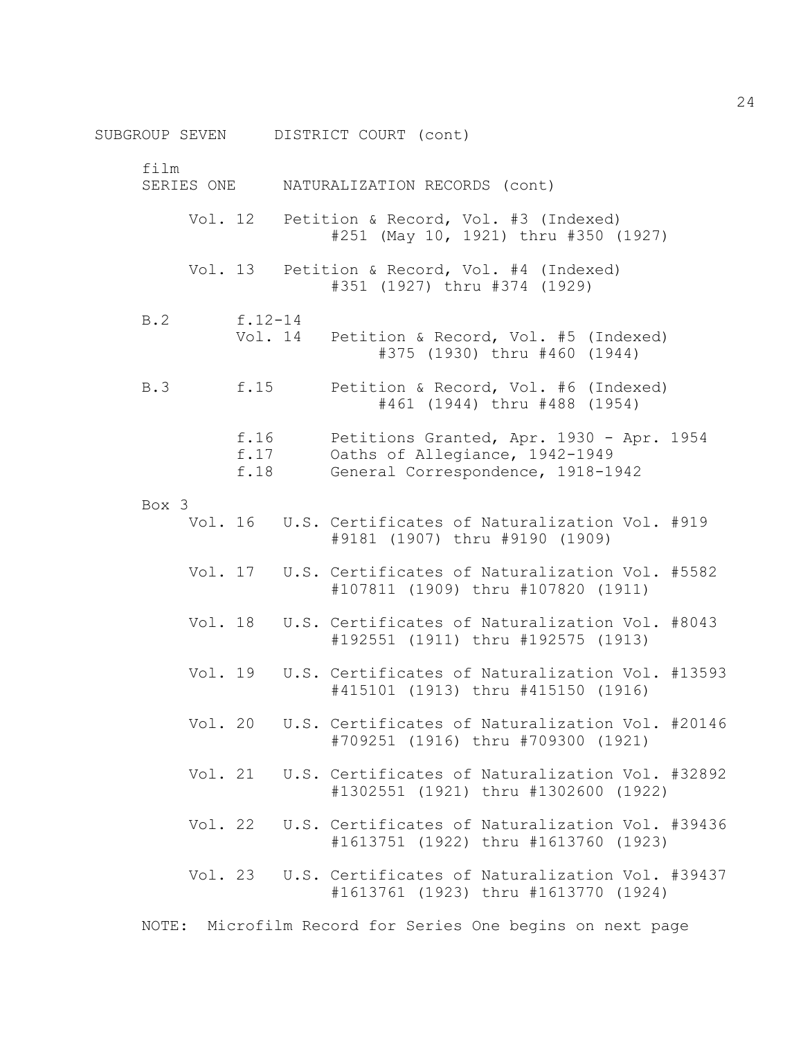SUBGROUP SEVEN     DISTRICT COURT (cont)

film
SERIES ONE     NATURALIZATION RECORDS (cont)

Vol. 12   Petition & Record, Vol. #3 (Indexed)
#251 (May 10, 1921) thru #350 (1927)

Vol. 13   Petition & Record, Vol. #4 (Indexed)
#351 (1927) thru #374 (1929)

B.2   f.12-14
Vol. 14   Petition & Record, Vol. #5 (Indexed)
#375 (1930) thru #460 (1944)

B.3   f.15   Petition & Record, Vol. #6 (Indexed)
#461 (1944) thru #488 (1954)

f.16   Petitions Granted, Apr. 1930 - Apr. 1954
f.17   Oaths of Allegiance, 1942-1949
f.18   General Correspondence, 1918-1942

Box 3
Vol. 16   U.S. Certificates of Naturalization Vol. #919
#9181 (1907) thru #9190 (1909)

Vol. 17   U.S. Certificates of Naturalization Vol. #5582
#107811 (1909) thru #107820 (1911)

Vol. 18   U.S. Certificates of Naturalization Vol. #8043
#192551 (1911) thru #192575 (1913)

Vol. 19   U.S. Certificates of Naturalization Vol. #13593
#415101 (1913) thru #415150 (1916)

Vol. 20   U.S. Certificates of Naturalization Vol. #20146
#709251 (1916) thru #709300 (1921)

Vol. 21   U.S. Certificates of Naturalization Vol. #32892
#1302551 (1921) thru #1302600 (1922)

Vol. 22   U.S. Certificates of Naturalization Vol. #39436
#1613751 (1922) thru #1613760 (1923)

Vol. 23   U.S. Certificates of Naturalization Vol. #39437
#1613761 (1923) thru #1613770 (1924)

NOTE: Microfilm Record for Series One begins on next page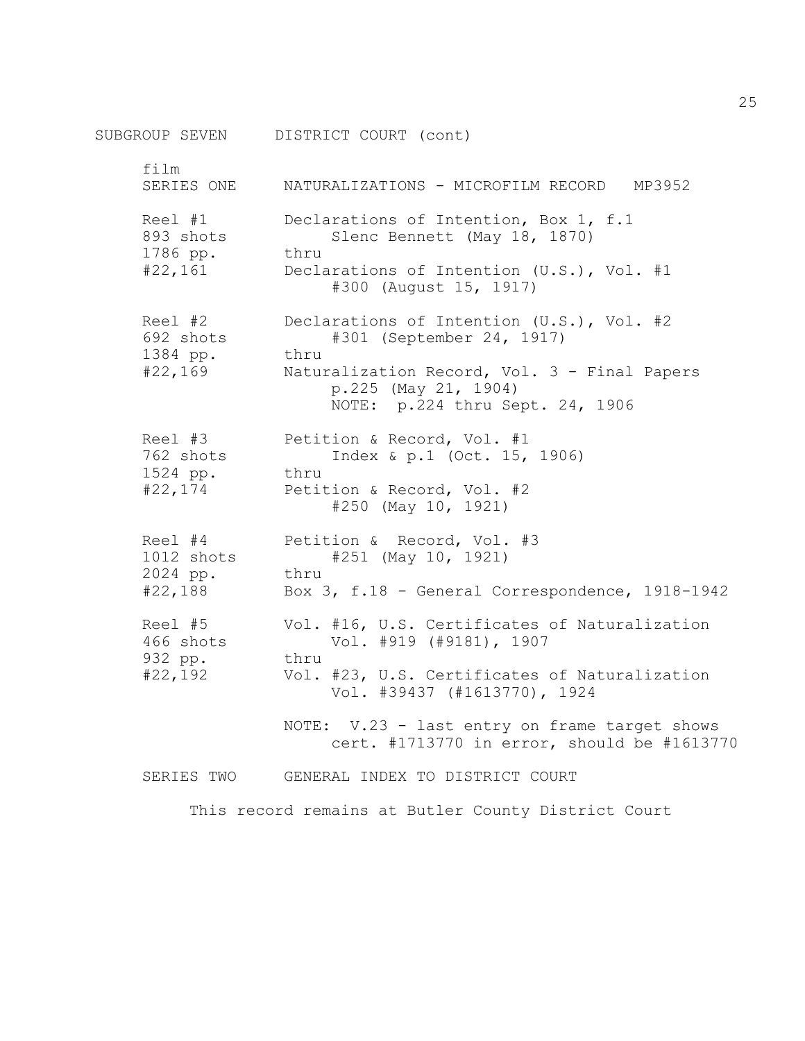## SUBGROUP SEVEN DISTRICT COURT (cont)

film

### SERIES ONE NATURALIZATIONS - MICROFILM RECORD MP3952

| | |
|---|---|
| Reel #1<br>893 shots<br>1786 pp.<br>#22,161 | Declarations of Intention, Box 1, f.1<br>Slenc Bennett (May 18, 1870)<br>thru<br>Declarations of Intention (U.S.), Vol. #1<br>#300 (August 15, 1917) |
| Reel #2<br>692 shots<br>1384 pp.<br>#22,169 | Declarations of Intention (U.S.), Vol. #2<br>#301 (September 24, 1917)<br>thru<br>Naturalization Record, Vol. 3 - Final Papers<br>p.225 (May 21, 1904)<br>NOTE: p.224 thru Sept. 24, 1906 |
| Reel #3<br>762 shots<br>1524 pp.<br>#22,174 | Petition & Record, Vol. #1<br>Index & p.1 (Oct. 15, 1906)<br>thru<br>Petition & Record, Vol. #2<br>#250 (May 10, 1921) |
| Reel #4<br>1012 shots<br>2024 pp.<br>#22,188 | Petition & Record, Vol. #3<br>#251 (May 10, 1921)<br>thru<br>Box 3, f.18 - General Correspondence, 1918-1942 |
| Reel #5<br>466 shots<br>932 pp.<br>#22,192 | Vol. #16, U.S. Certificates of Naturalization<br>Vol. #919 (#9181), 1907<br>thru<br>Vol. #23, U.S. Certificates of Naturalization<br>Vol. #39437 (#1613770), 1924<br><br>NOTE: V.23 - last entry on frame target shows cert. #1713770 in error, should be #1613770 |

### SERIES TWO GENERAL INDEX TO DISTRICT COURT

This record remains at Butler County District Court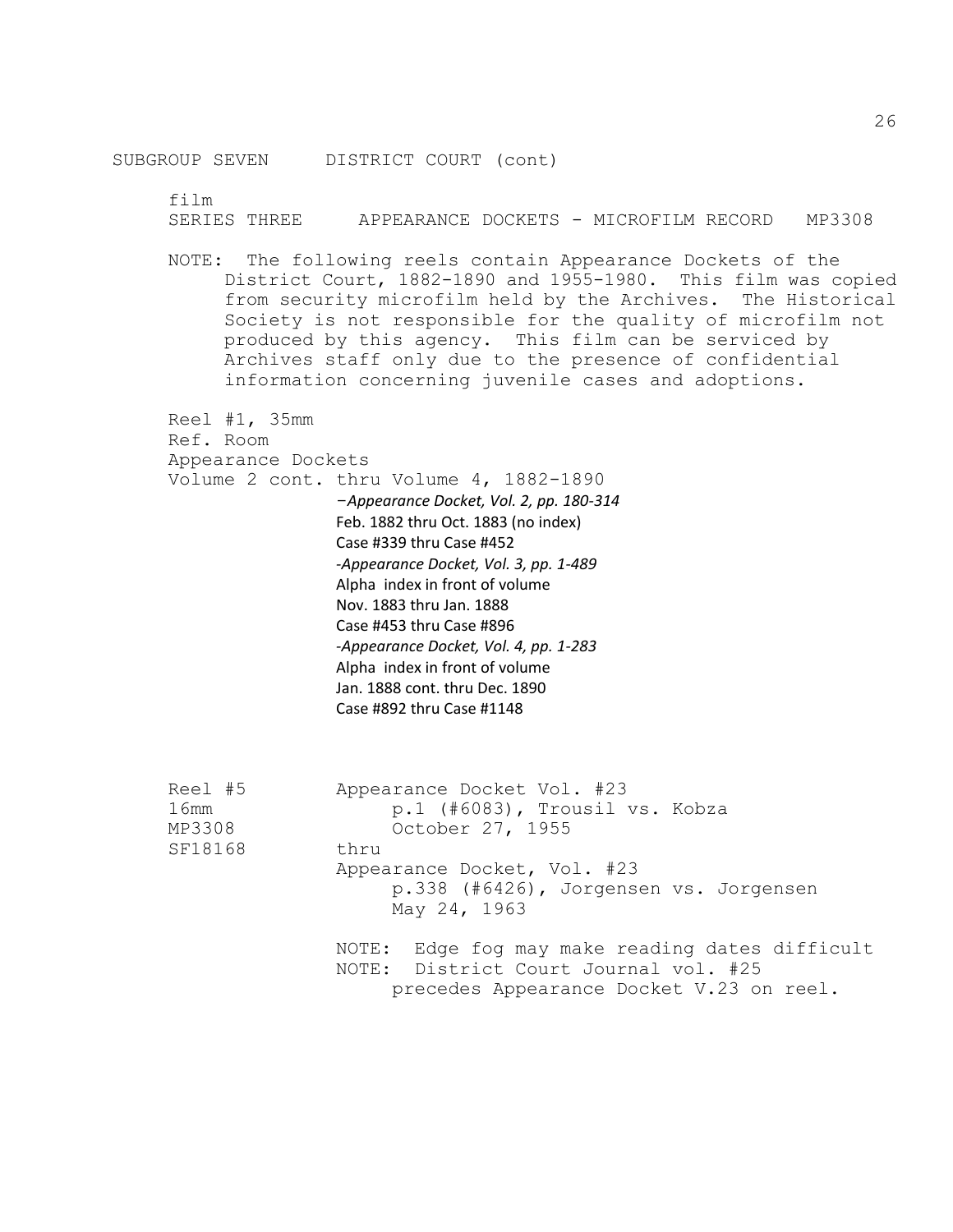SUBGROUP SEVEN     DISTRICT COURT (cont)

film

SERIES THREE     APPEARANCE DOCKETS - MICROFILM RECORD     MP3308

NOTE: The following reels contain Appearance Dockets of the District Court, 1882-1890 and 1955-1980. This film was copied from security microfilm held by the Archives. The Historical Society is not responsible for the quality of microfilm not produced by this agency. This film can be serviced by Archives staff only due to the presence of confidential information concerning juvenile cases and adoptions.

Reel #1, 35mm
Ref. Room
Appearance Dockets
Volume 2 cont. thru Volume 4, 1882-1890

–*Appearance Docket, Vol. 2, pp. 180-314*
Feb. 1882 thru Oct. 1883 (no index)
Case #339 thru Case #452

-*Appearance Docket, Vol. 3, pp. 1-489*
Alpha index in front of volume
Nov. 1883 thru Jan. 1888
Case #453 thru Case #896

-*Appearance Docket, Vol. 4, pp. 1-283*
Alpha index in front of volume
Jan. 1888 cont. thru Dec. 1890
Case #892 thru Case #1148

Reel #5
16mm
MP3308
SF18168

Appearance Docket Vol. #23
p.1 (#6083), Trousil vs. Kobza
October 27, 1955
thru
Appearance Docket, Vol. #23
p.338 (#6426), Jorgensen vs. Jorgensen
May 24, 1963

NOTE: Edge fog may make reading dates difficult
NOTE: District Court Journal vol. #25 precedes Appearance Docket V.23 on reel.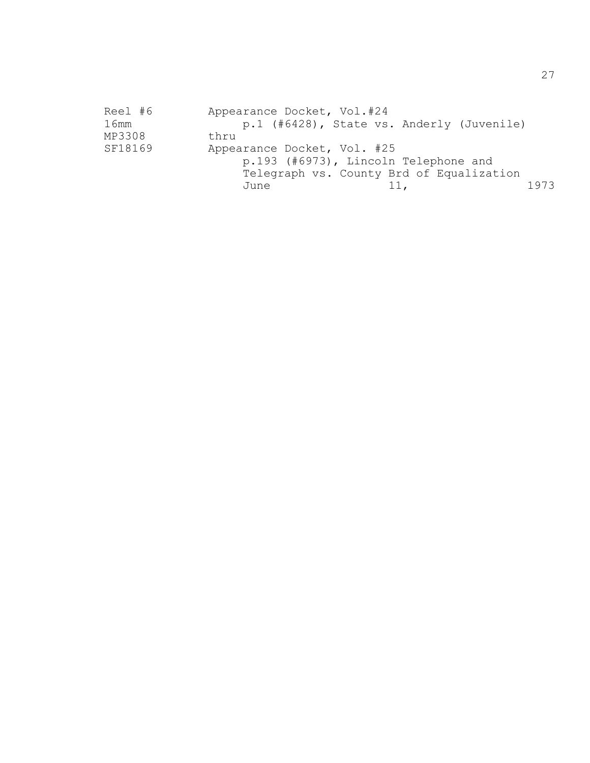| | |
|---|---|
| Reel #6 | Appearance Docket, Vol.#24 |
| 16mm | p.1 (#6428), State vs. Anderly (Juvenile) |
| MP3308 | thru |
| SF18169 | Appearance Docket, Vol. #25 |
| | p.193 (#6973), Lincoln Telephone and Telegraph vs. County Brd of Equalization |
| | June 11, 1973 |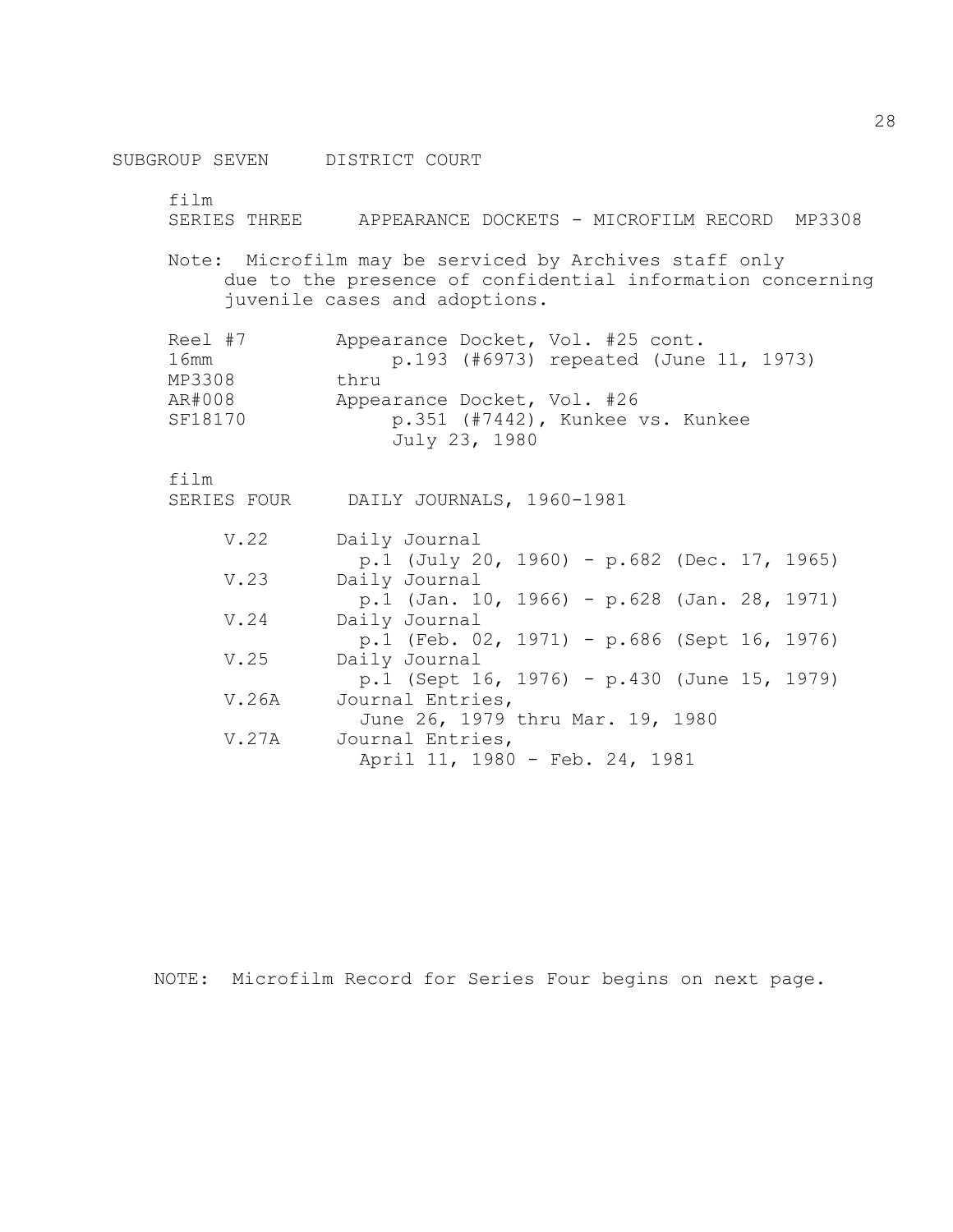SUBGROUP SEVEN DISTRICT COURT

film
SERIES THREE APPEARANCE DOCKETS - MICROFILM RECORD MP3308

Note: Microfilm may be serviced by Archives staff only due to the presence of confidential information concerning juvenile cases and adoptions.

| | |
|---|---|
| Reel #7<br>16mm<br>MP3308<br>AR#008<br>SF18170 | Appearance Docket, Vol. #25 cont.<br>p.193 (#6973) repeated (June 11, 1973)<br>thru<br>Appearance Docket, Vol. #26<br>p.351 (#7442), Kunkee vs. Kunkee<br>July 23, 1980 |

film
SERIES FOUR DAILY JOURNALS, 1960-1981

| | |
|---|---|
| V.22 | Daily Journal<br>p.1 (July 20, 1960) - p.682 (Dec. 17, 1965) |
| V.23 | Daily Journal<br>p.1 (Jan. 10, 1966) - p.628 (Jan. 28, 1971) |
| V.24 | Daily Journal<br>p.1 (Feb. 02, 1971) - p.686 (Sept 16, 1976) |
| V.25 | Daily Journal<br>p.1 (Sept 16, 1976) - p.430 (June 15, 1979) |
| V.26A | Journal Entries,<br>June 26, 1979 thru Mar. 19, 1980 |
| V.27A | Journal Entries,<br>April 11, 1980 - Feb. 24, 1981 |

NOTE: Microfilm Record for Series Four begins on next page.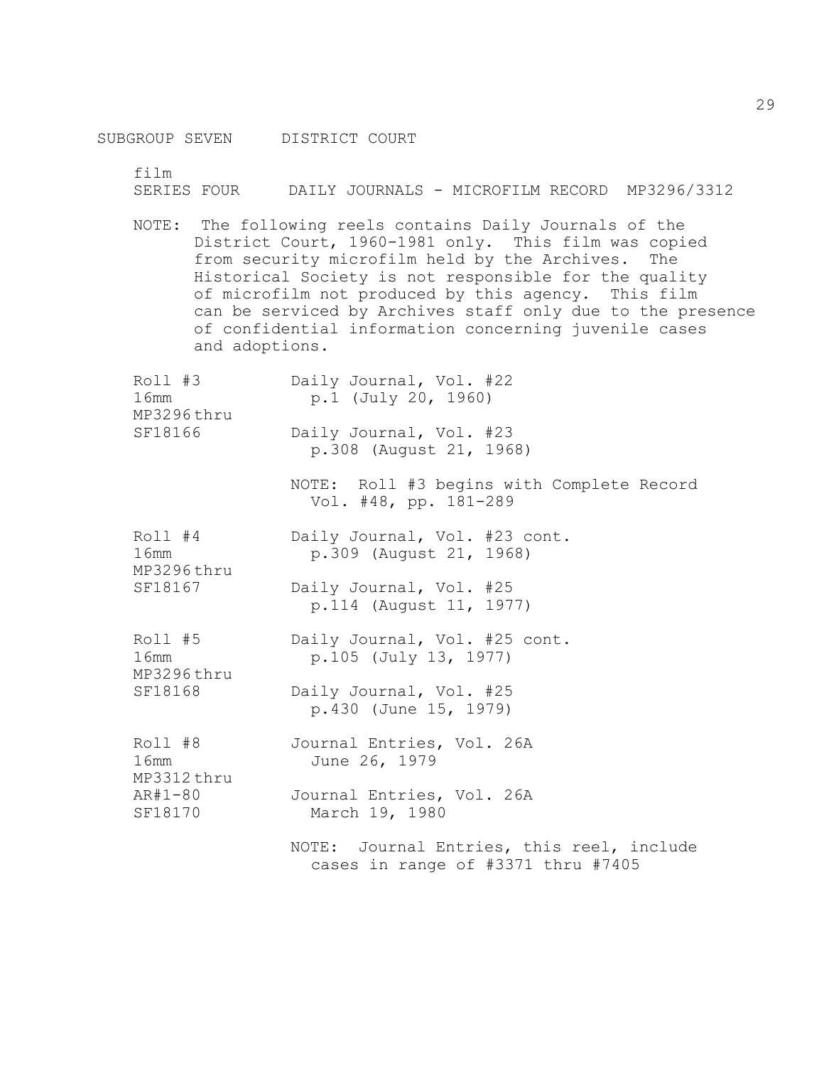SUBGROUP SEVEN DISTRICT COURT

film
SERIES FOUR DAILY JOURNALS - MICROFILM RECORD MP3296/3312

NOTE: The following reels contains Daily Journals of the District Court, 1960-1981 only. This film was copied from security microfilm held by the Archives. The Historical Society is not responsible for the quality of microfilm not produced by this agency. This film can be serviced by Archives staff only due to the presence of confidential information concerning juvenile cases and adoptions.

| | |
|---|---|
| Roll #3<br>16mm<br>MP3296 thru<br>SF18166 | Daily Journal, Vol. #22<br>p.1 (July 20, 1960)<br><br>Daily Journal, Vol. #23<br>p.308 (August 21, 1968)<br><br>NOTE: Roll #3 begins with Complete Record Vol. #48, pp. 181-289 |
| Roll #4<br>16mm<br>MP3296 thru<br>SF18167 | Daily Journal, Vol. #23 cont.<br>p.309 (August 21, 1968)<br><br>Daily Journal, Vol. #25<br>p.114 (August 11, 1977) |
| Roll #5<br>16mm<br>MP3296 thru<br>SF18168 | Daily Journal, Vol. #25 cont.<br>p.105 (July 13, 1977)<br><br>Daily Journal, Vol. #25<br>p.430 (June 15, 1979) |
| Roll #8<br>16mm<br>MP3312 thru<br>AR#1-80<br>SF18170 | Journal Entries, Vol. 26A<br>June 26, 1979<br><br>Journal Entries, Vol. 26A<br>March 19, 1980<br><br>NOTE: Journal Entries, this reel, include cases in range of #3371 thru #7405 |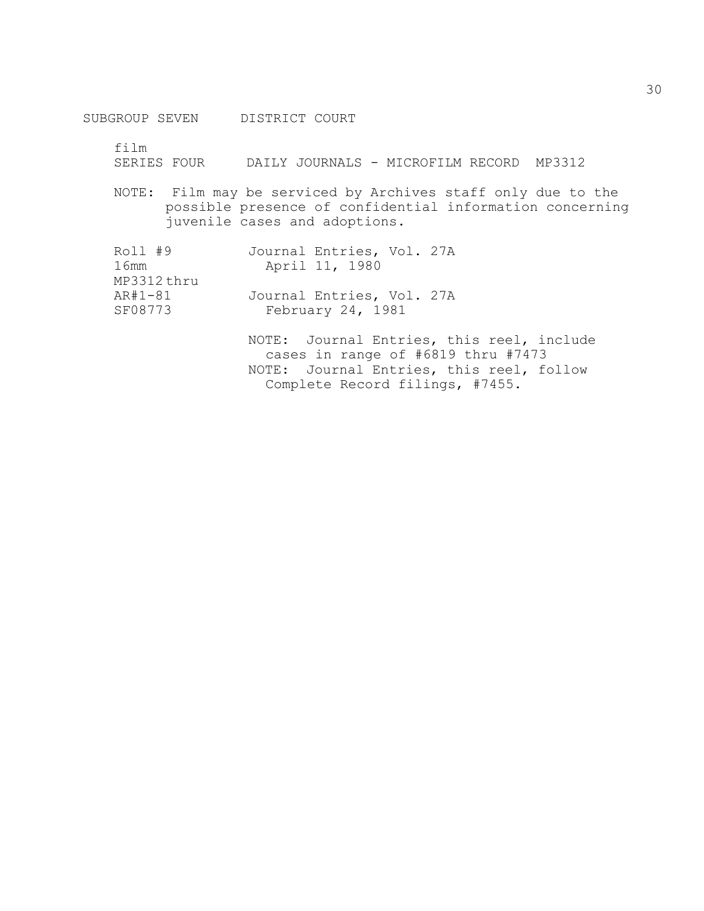SUBGROUP SEVEN DISTRICT COURT

film
SERIES FOUR DAILY JOURNALS - MICROFILM RECORD MP3312

NOTE: Film may be serviced by Archives staff only due to the possible presence of confidential information concerning juvenile cases and adoptions.

| | |
|---|---|
| Roll #9<br>16mm<br>MP3312 thru<br>AR#1-81<br>SF08773 | Journal Entries, Vol. 27A<br>April 11, 1980<br><br>Journal Entries, Vol. 27A<br>February 24, 1981 |

NOTE: Journal Entries, this reel, include cases in range of #6819 thru #7473

NOTE: Journal Entries, this reel, follow Complete Record filings, #7455.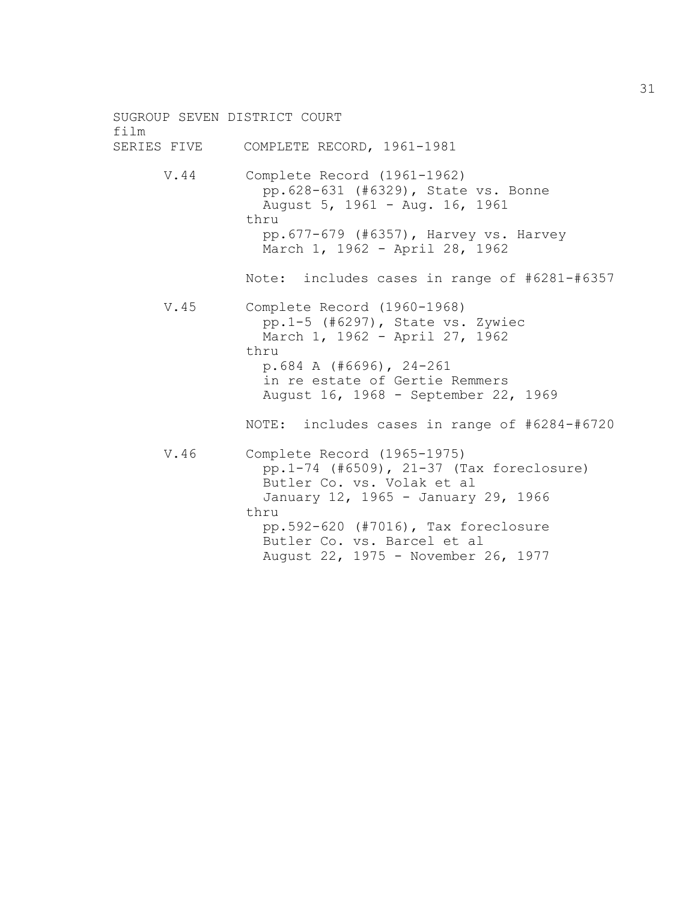SUGROUP SEVEN DISTRICT COURT
film
SERIES FIVE     COMPLETE RECORD, 1961-1981

V.44 Complete Record (1961-1962)
  pp.628-631 (#6329), State vs. Bonne
  August 5, 1961 - Aug. 16, 1961
thru
  pp.677-679 (#6357), Harvey vs. Harvey
  March 1, 1962 - April 28, 1962

Note: includes cases in range of #6281-#6357

V.45 Complete Record (1960-1968)
  pp.1-5 (#6297), State vs. Zywiec
  March 1, 1962 - April 27, 1962
thru
  p.684 A (#6696), 24-261
  in re estate of Gertie Remmers
  August 16, 1968 - September 22, 1969

NOTE: includes cases in range of #6284-#6720

V.46 Complete Record (1965-1975)
  pp.1-74 (#6509), 21-37 (Tax foreclosure)
  Butler Co. vs. Volak et al
  January 12, 1965 - January 29, 1966
thru
  pp.592-620 (#7016), Tax foreclosure
  Butler Co. vs. Barcel et al
  August 22, 1975 - November 26, 1977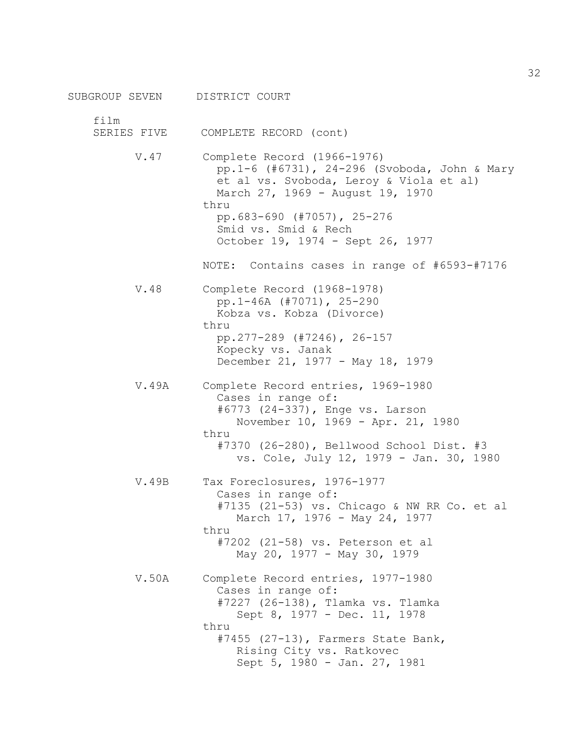SUBGROUP SEVEN DISTRICT COURT

film
SERIES FIVE COMPLETE RECORD (cont)

V.47 Complete Record (1966-1976)
pp.1-6 (#6731), 24-296 (Svoboda, John & Mary et al vs. Svoboda, Leroy & Viola et al)
March 27, 1969 - August 19, 1970
thru
pp.683-690 (#7057), 25-276
Smid vs. Smid & Rech
October 19, 1974 - Sept 26, 1977

NOTE: Contains cases in range of #6593-#7176

V.48 Complete Record (1968-1978)
pp.1-46A (#7071), 25-290
Kobza vs. Kobza (Divorce)
thru
pp.277-289 (#7246), 26-157
Kopecky vs. Janak
December 21, 1977 - May 18, 1979

V.49A Complete Record entries, 1969-1980
Cases in range of:
#6773 (24-337), Enge vs. Larson
November 10, 1969 - Apr. 21, 1980
thru
#7370 (26-280), Bellwood School Dist. #3 vs. Cole, July 12, 1979 - Jan. 30, 1980

V.49B Tax Foreclosures, 1976-1977
Cases in range of:
#7135 (21-53) vs. Chicago & NW RR Co. et al
March 17, 1976 - May 24, 1977
thru
#7202 (21-58) vs. Peterson et al
May 20, 1977 - May 30, 1979

V.50A Complete Record entries, 1977-1980
Cases in range of:
#7227 (26-138), Tlamka vs. Tlamka
Sept 8, 1977 - Dec. 11, 1978
thru
#7455 (27-13), Farmers State Bank, Rising City vs. Ratkovec
Sept 5, 1980 - Jan. 27, 1981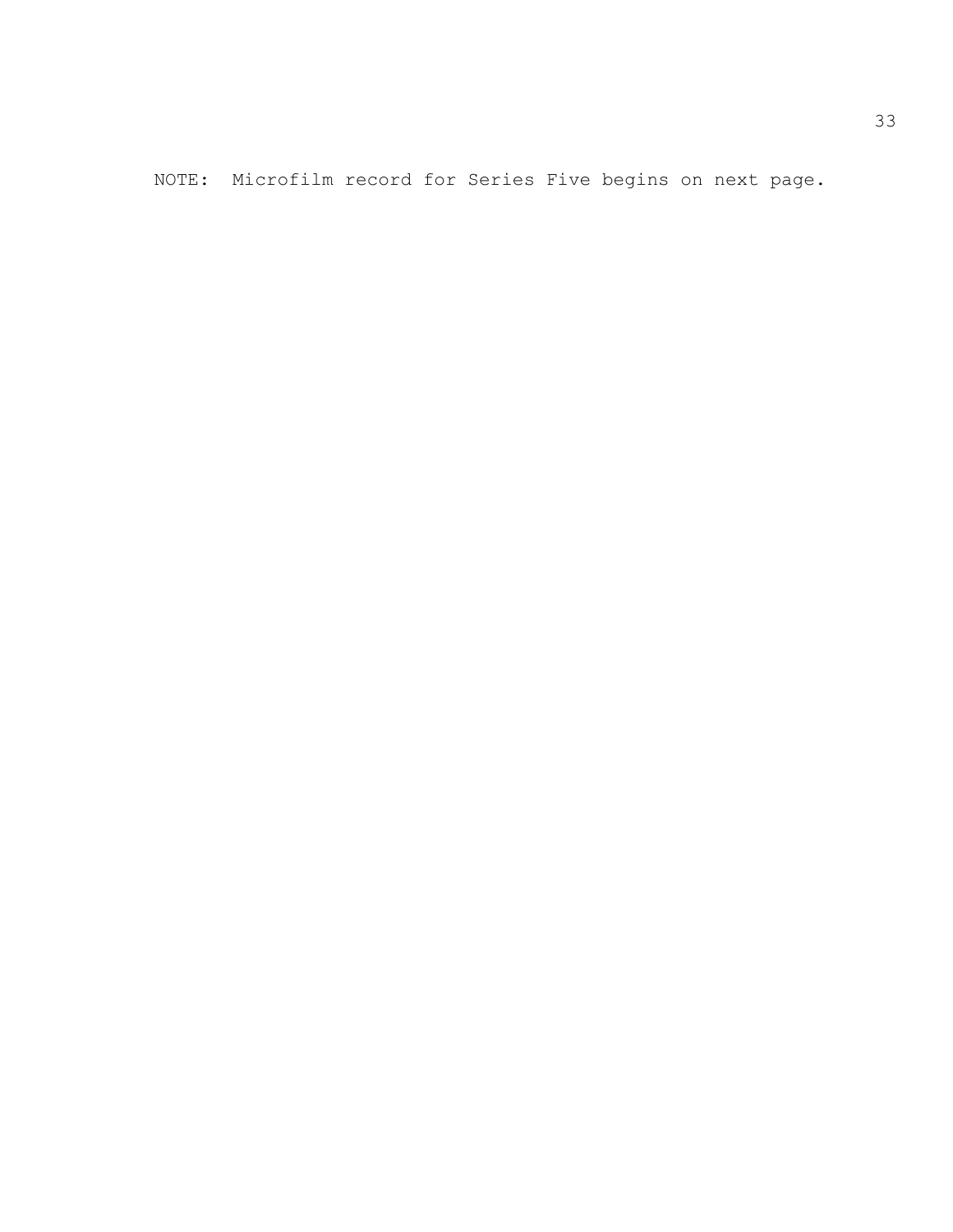NOTE: Microfilm record for Series Five begins on next page.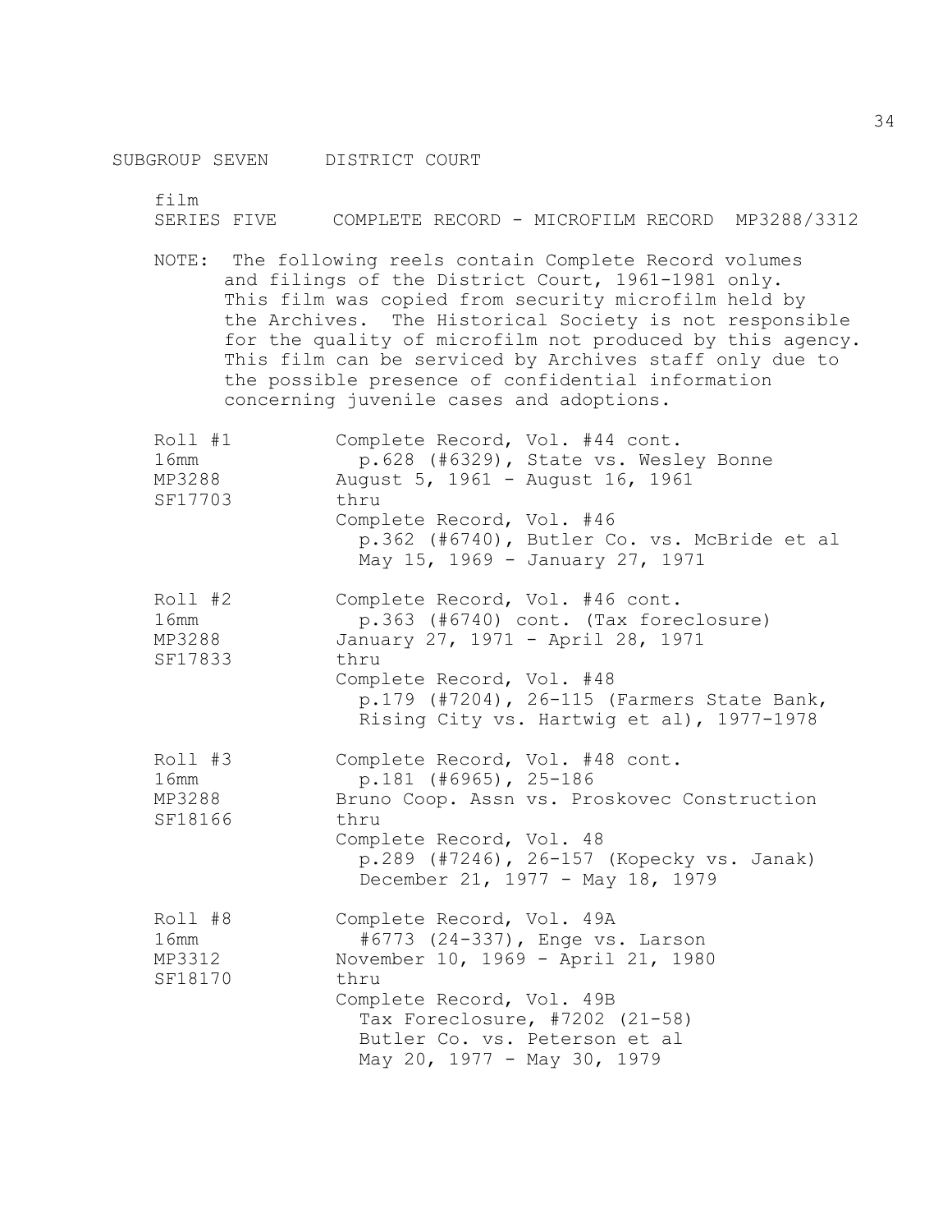SUBGROUP SEVEN     DISTRICT COURT

film
SERIES FIVE     COMPLETE RECORD - MICROFILM RECORD  MP3288/3312

NOTE: The following reels contain Complete Record volumes and filings of the District Court, 1961-1981 only. This film was copied from security microfilm held by the Archives. The Historical Society is not responsible for the quality of microfilm not produced by this agency. This film can be serviced by Archives staff only due to the possible presence of confidential information concerning juvenile cases and adoptions.

| | |
|---|---|
| Roll #1<br>16mm<br>MP3288<br>SF17703 | Complete Record, Vol. #44 cont.<br>p.628 (#6329), State vs. Wesley Bonne<br>August 5, 1961 - August 16, 1961<br>thru<br>Complete Record, Vol. #46<br>p.362 (#6740), Butler Co. vs. McBride et al<br>May 15, 1969 - January 27, 1971 |
| Roll #2<br>16mm<br>MP3288<br>SF17833 | Complete Record, Vol. #46 cont.<br>p.363 (#6740) cont. (Tax foreclosure)<br>January 27, 1971 - April 28, 1971<br>thru<br>Complete Record, Vol. #48<br>p.179 (#7204), 26-115 (Farmers State Bank, Rising City vs. Hartwig et al), 1977-1978 |
| Roll #3<br>16mm<br>MP3288<br>SF18166 | Complete Record, Vol. #48 cont.<br>p.181 (#6965), 25-186<br>Bruno Coop. Assn vs. Proskovec Construction<br>thru<br>Complete Record, Vol. 48<br>p.289 (#7246), 26-157 (Kopecky vs. Janak)<br>December 21, 1977 - May 18, 1979 |
| Roll #8<br>16mm<br>MP3312<br>SF18170 | Complete Record, Vol. 49A<br>#6773 (24-337), Enge vs. Larson<br>November 10, 1969 - April 21, 1980<br>thru<br>Complete Record, Vol. 49B<br>Tax Foreclosure, #7202 (21-58)<br>Butler Co. vs. Peterson et al<br>May 20, 1977 - May 30, 1979 |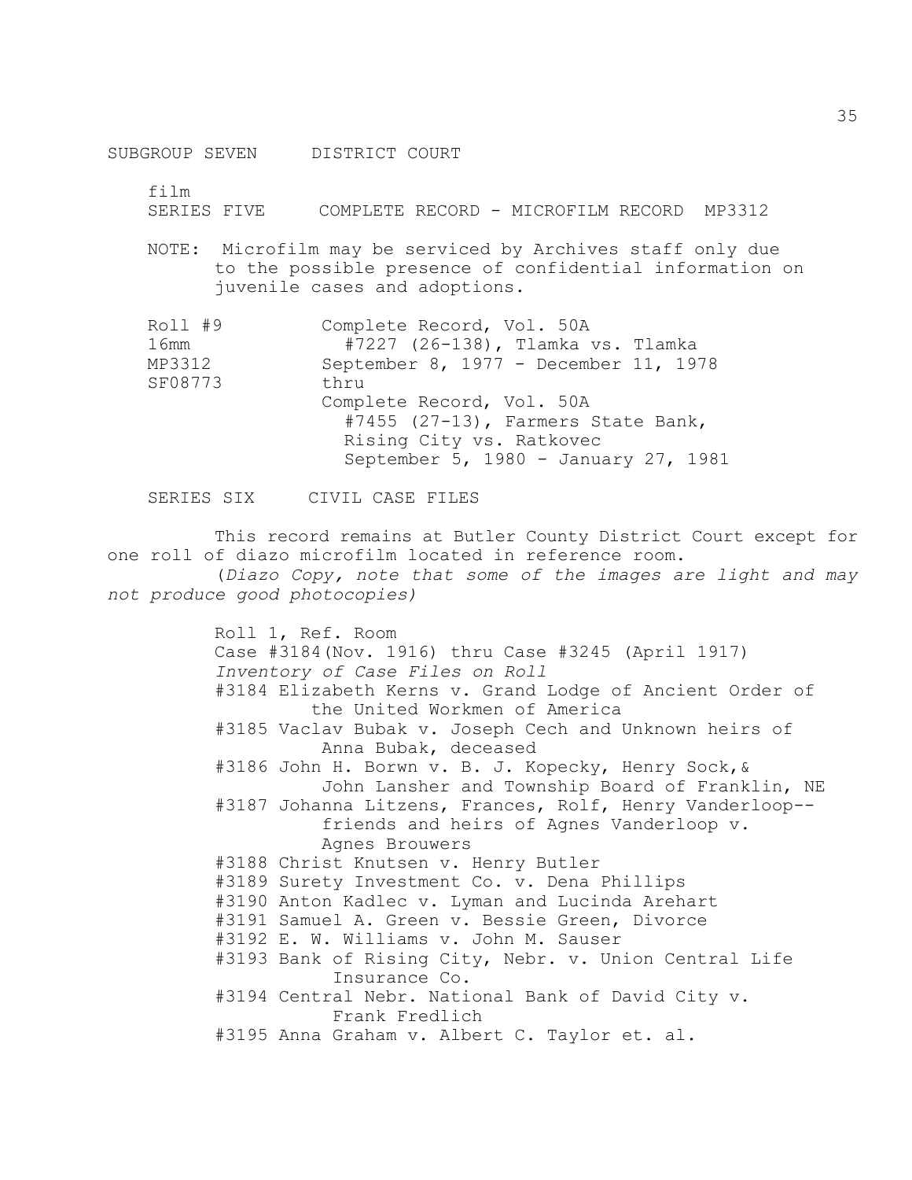SUBGROUP SEVEN DISTRICT COURT

film

SERIES FIVE COMPLETE RECORD - MICROFILM RECORD MP3312

NOTE: Microfilm may be serviced by Archives staff only due to the possible presence of confidential information on juvenile cases and adoptions.

| | |
|---|---|
| Roll #9 | Complete Record, Vol. 50A |
| 16mm | #7227 (26-138), Tlamka vs. Tlamka |
| MP3312 | September 8, 1977 - December 11, 1978 |
| SF08773 | thru |
| | Complete Record, Vol. 50A |
| | #7455 (27-13), Farmers State Bank, Rising City vs. Ratkovec |
| | September 5, 1980 - January 27, 1981 |

SERIES SIX CIVIL CASE FILES

This record remains at Butler County District Court except for one roll of diazo microfilm located in reference room.

(*Diazo Copy, note that some of the images are light and may not produce good photocopies)*

Roll 1, Ref. Room

Case #3184(Nov. 1916) thru Case #3245 (April 1917)

*Inventory of Case Files on Roll*

- #3184 Elizabeth Kerns v. Grand Lodge of Ancient Order of the United Workmen of America
- #3185 Vaclav Bubak v. Joseph Cech and Unknown heirs of Anna Bubak, deceased
- #3186 John H. Borwn v. B. J. Kopecky, Henry Sock,& John Lansher and Township Board of Franklin, NE
- #3187 Johanna Litzens, Frances, Rolf, Henry Vanderloop--friends and heirs of Agnes Vanderloop v. Agnes Brouwers
- #3188 Christ Knutsen v. Henry Butler
- #3189 Surety Investment Co. v. Dena Phillips
- #3190 Anton Kadlec v. Lyman and Lucinda Arehart
- #3191 Samuel A. Green v. Bessie Green, Divorce
- #3192 E. W. Williams v. John M. Sauser
- #3193 Bank of Rising City, Nebr. v. Union Central Life Insurance Co.
- #3194 Central Nebr. National Bank of David City v. Frank Fredlich
- #3195 Anna Graham v. Albert C. Taylor et. al.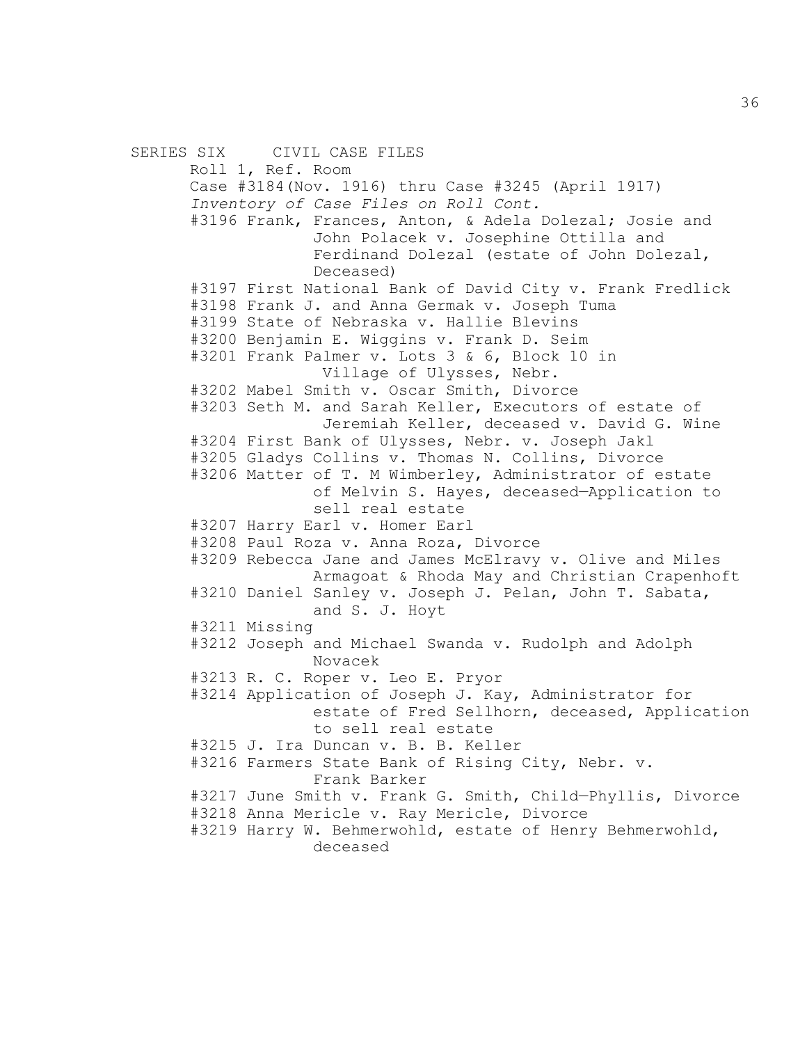SERIES SIX CIVIL CASE FILES

Roll 1, Ref. Room

Case #3184(Nov. 1916) thru Case #3245 (April 1917)

*Inventory of Case Files on Roll Cont.*

#3196 Frank, Frances, Anton, & Adela Dolezal; Josie and John Polacek v. Josephine Ottilla and Ferdinand Dolezal (estate of John Dolezal, Deceased)

#3197 First National Bank of David City v. Frank Fredlick

#3198 Frank J. and Anna Germak v. Joseph Tuma

#3199 State of Nebraska v. Hallie Blevins

#3200 Benjamin E. Wiggins v. Frank D. Seim

#3201 Frank Palmer v. Lots 3 & 6, Block 10 in Village of Ulysses, Nebr.

#3202 Mabel Smith v. Oscar Smith, Divorce

#3203 Seth M. and Sarah Keller, Executors of estate of Jeremiah Keller, deceased v. David G. Wine

#3204 First Bank of Ulysses, Nebr. v. Joseph Jakl

#3205 Gladys Collins v. Thomas N. Collins, Divorce

#3206 Matter of T. M Wimberley, Administrator of estate of Melvin S. Hayes, deceased—Application to sell real estate

#3207 Harry Earl v. Homer Earl

#3208 Paul Roza v. Anna Roza, Divorce

#3209 Rebecca Jane and James McElravy v. Olive and Miles Armagoat & Rhoda May and Christian Crapenhoft

#3210 Daniel Sanley v. Joseph J. Pelan, John T. Sabata, and S. J. Hoyt

#3211 Missing

#3212 Joseph and Michael Swanda v. Rudolph and Adolph Novacek

#3213 R. C. Roper v. Leo E. Pryor

#3214 Application of Joseph J. Kay, Administrator for estate of Fred Sellhorn, deceased, Application to sell real estate

#3215 J. Ira Duncan v. B. B. Keller

#3216 Farmers State Bank of Rising City, Nebr. v. Frank Barker

#3217 June Smith v. Frank G. Smith, Child—Phyllis, Divorce

#3218 Anna Mericle v. Ray Mericle, Divorce

#3219 Harry W. Behmerwohld, estate of Henry Behmerwohld, deceased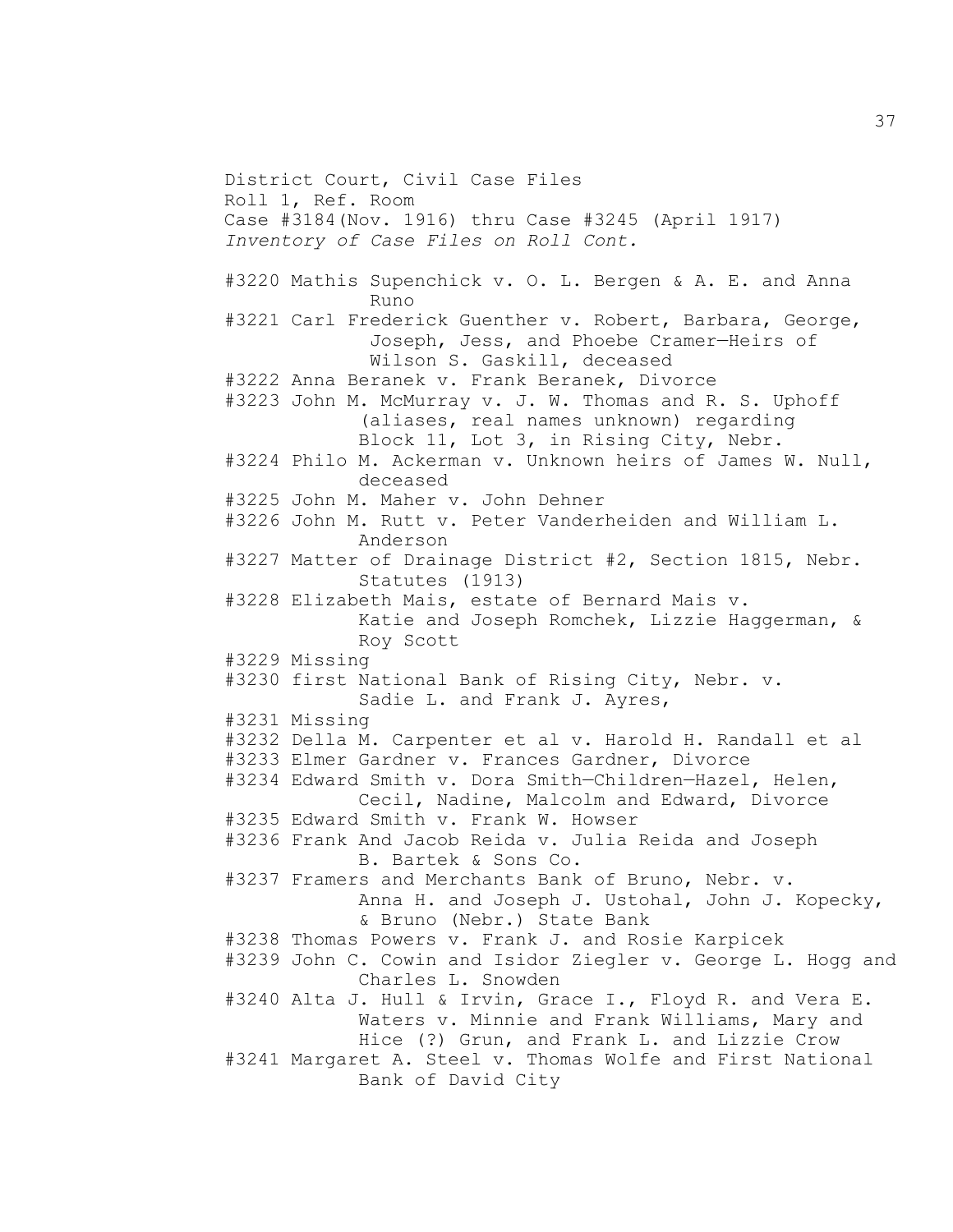District Court, Civil Case Files
Roll 1, Ref. Room
Case #3184(Nov. 1916) thru Case #3245 (April 1917)
*Inventory of Case Files on Roll Cont.*

#3220 Mathis Supenchick v. O. L. Bergen & A. E. and Anna Runo

#3221 Carl Frederick Guenther v. Robert, Barbara, George, Joseph, Jess, and Phoebe Cramer—Heirs of Wilson S. Gaskill, deceased

#3222 Anna Beranek v. Frank Beranek, Divorce

#3223 John M. McMurray v. J. W. Thomas and R. S. Uphoff (aliases, real names unknown) regarding Block 11, Lot 3, in Rising City, Nebr.

#3224 Philo M. Ackerman v. Unknown heirs of James W. Null, deceased

#3225 John M. Maher v. John Dehner

#3226 John M. Rutt v. Peter Vanderheiden and William L. Anderson

#3227 Matter of Drainage District #2, Section 1815, Nebr. Statutes (1913)

#3228 Elizabeth Mais, estate of Bernard Mais v. Katie and Joseph Romchek, Lizzie Haggerman, & Roy Scott

#3229 Missing

#3230 first National Bank of Rising City, Nebr. v. Sadie L. and Frank J. Ayres,

#3231 Missing

#3232 Della M. Carpenter et al v. Harold H. Randall et al

#3233 Elmer Gardner v. Frances Gardner, Divorce

#3234 Edward Smith v. Dora Smith—Children—Hazel, Helen, Cecil, Nadine, Malcolm and Edward, Divorce

#3235 Edward Smith v. Frank W. Howser

#3236 Frank And Jacob Reida v. Julia Reida and Joseph B. Bartek & Sons Co.

#3237 Framers and Merchants Bank of Bruno, Nebr. v. Anna H. and Joseph J. Ustohal, John J. Kopecky, & Bruno (Nebr.) State Bank

#3238 Thomas Powers v. Frank J. and Rosie Karpicek

#3239 John C. Cowin and Isidor Ziegler v. George L. Hogg and Charles L. Snowden

#3240 Alta J. Hull & Irvin, Grace I., Floyd R. and Vera E. Waters v. Minnie and Frank Williams, Mary and Hice (?) Grun, and Frank L. and Lizzie Crow

#3241 Margaret A. Steel v. Thomas Wolfe and First National Bank of David City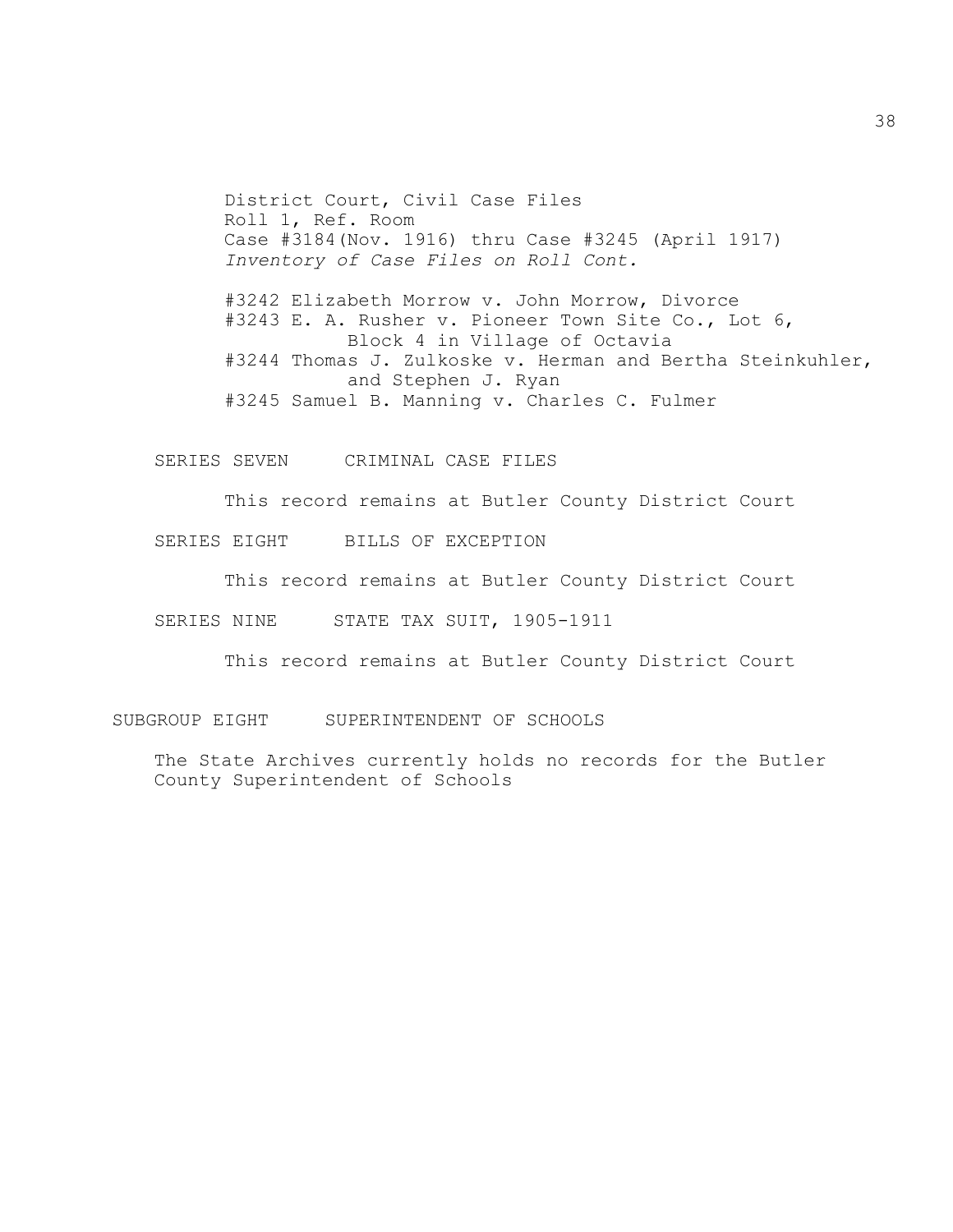District Court, Civil Case Files
Roll 1, Ref. Room
Case #3184(Nov. 1916) thru Case #3245 (April 1917)
*Inventory of Case Files on Roll Cont.*

#3242 Elizabeth Morrow v. John Morrow, Divorce
#3243 E. A. Rusher v. Pioneer Town Site Co., Lot 6, Block 4 in Village of Octavia
#3244 Thomas J. Zulkoske v. Herman and Bertha Steinkuhler, and Stephen J. Ryan
#3245 Samuel B. Manning v. Charles C. Fulmer

### SERIES SEVEN CRIMINAL CASE FILES

This record remains at Butler County District Court

### SERIES EIGHT BILLS OF EXCEPTION

This record remains at Butler County District Court

### SERIES NINE STATE TAX SUIT, 1905-1911

This record remains at Butler County District Court

## SUBGROUP EIGHT SUPERINTENDENT OF SCHOOLS

The State Archives currently holds no records for the Butler County Superintendent of Schools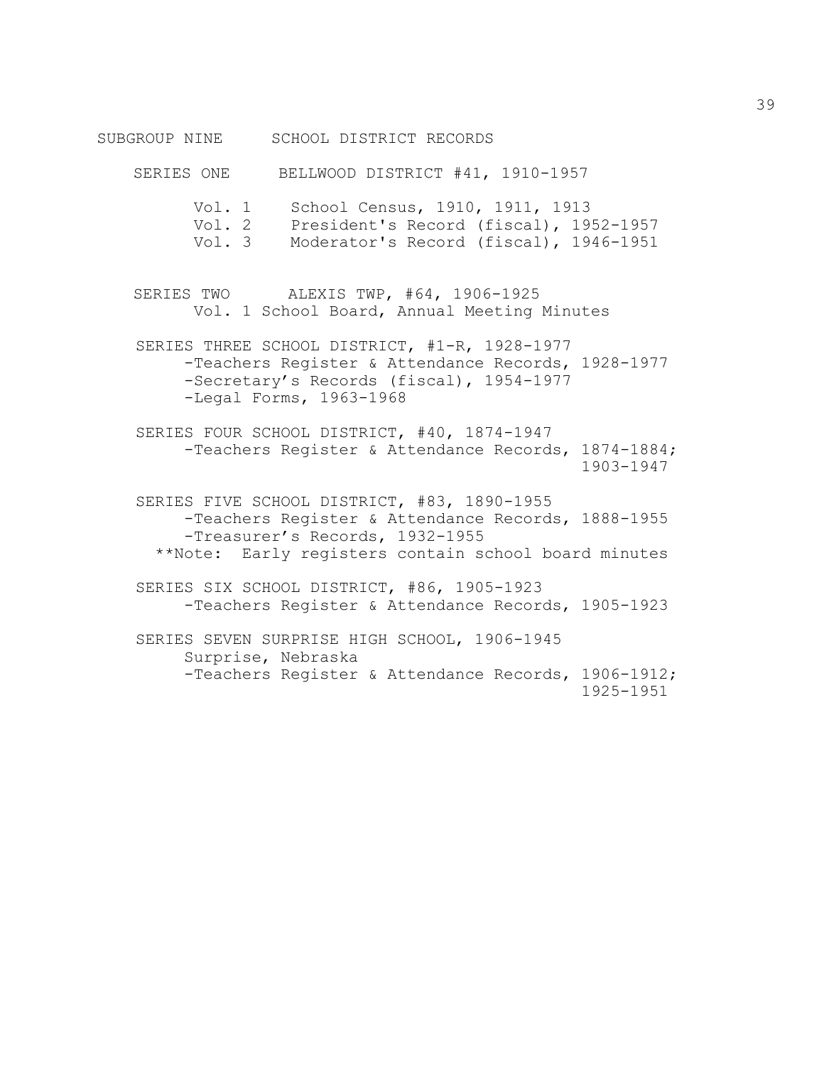# SUBGROUP NINE SCHOOL DISTRICT RECORDS

## SERIES ONE BELLWOOD DISTRICT #41, 1910-1957

- Vol. 1 School Census, 1910, 1911, 1913
- Vol. 2 President's Record (fiscal), 1952-1957
- Vol. 3 Moderator's Record (fiscal), 1946-1951

## SERIES TWO ALEXIS TWP, #64, 1906-1925

- Vol. 1 School Board, Annual Meeting Minutes

## SERIES THREE SCHOOL DISTRICT, #1-R, 1928-1977

- Teachers Register & Attendance Records, 1928-1977
- Secretary's Records (fiscal), 1954-1977
- Legal Forms, 1963-1968

## SERIES FOUR SCHOOL DISTRICT, #40, 1874-1947

- Teachers Register & Attendance Records, 1874-1884; 1903-1947

## SERIES FIVE SCHOOL DISTRICT, #83, 1890-1955

- Teachers Register & Attendance Records, 1888-1955
- Treasurer's Records, 1932-1955

**Note: Early registers contain school board minutes

## SERIES SIX SCHOOL DISTRICT, #86, 1905-1923

- Teachers Register & Attendance Records, 1905-1923

## SERIES SEVEN SURPRISE HIGH SCHOOL, 1906-1945

Surprise, Nebraska

- Teachers Register & Attendance Records, 1906-1912; 1925-1951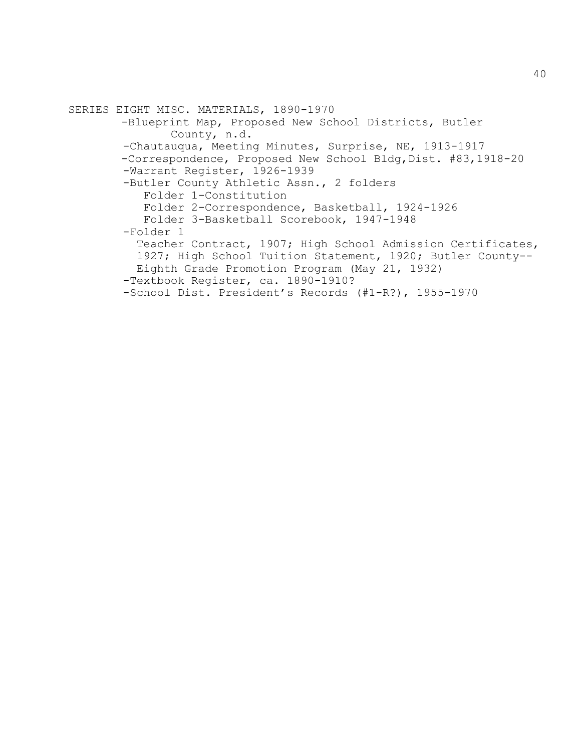SERIES EIGHT MISC. MATERIALS, 1890-1970

- Blueprint Map, Proposed New School Districts, Butler County, n.d.
- Chautauqua, Meeting Minutes, Surprise, NE, 1913-1917
- Correspondence, Proposed New School Bldg, Dist. #83, 1918-20
- Warrant Register, 1926-1939
- Butler County Athletic Assn., 2 folders
  - Folder 1-Constitution
  - Folder 2-Correspondence, Basketball, 1924-1926
  - Folder 3-Basketball Scorebook, 1947-1948
- Folder 1

  Teacher Contract, 1907; High School Admission Certificates, 1927; High School Tuition Statement, 1920; Butler County--Eighth Grade Promotion Program (May 21, 1932)
- Textbook Register, ca. 1890-1910?
- School Dist. President's Records (#1-R?), 1955-1970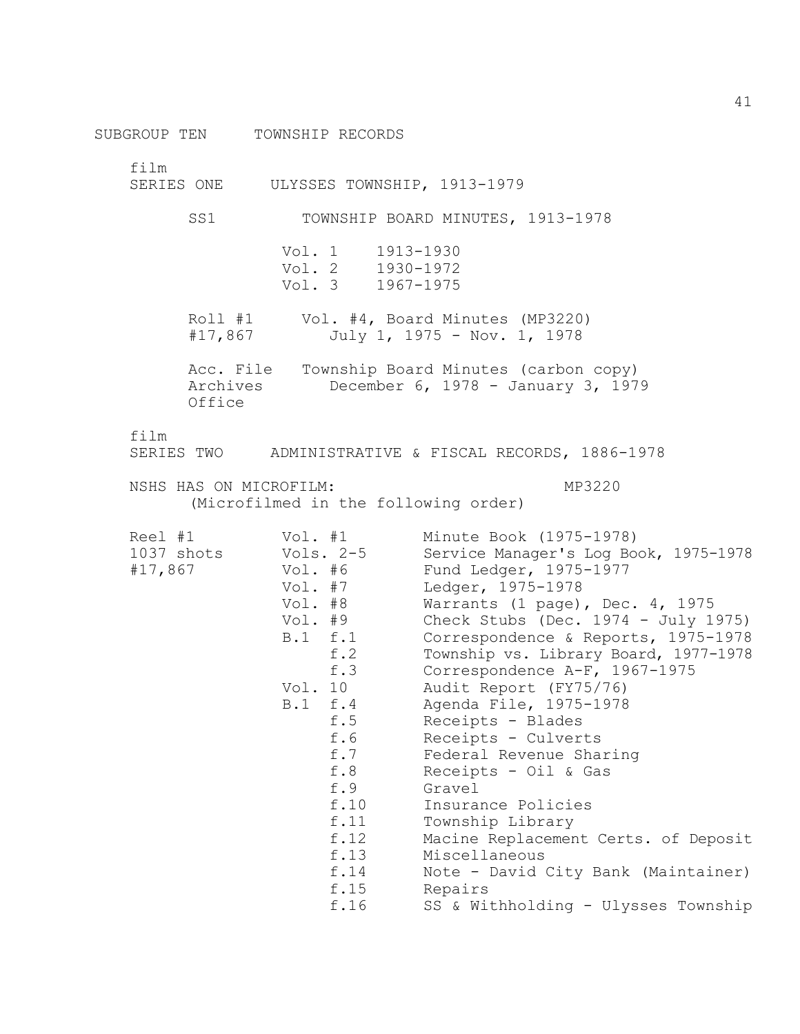## SUBGROUP TEN TOWNSHIP RECORDS

film
### SERIES ONE ULYSSES TOWNSHIP, 1913-1979

#### SS1 TOWNSHIP BOARD MINUTES, 1913-1978

| | |
|---|---|
| Vol. 1 | 1913-1930 |
| Vol. 2 | 1930-1972 |
| Vol. 3 | 1967-1975 |

| | |
|---|---|
| Roll #1<br>#17,867 | Vol. #4, Board Minutes (MP3220)<br>July 1, 1975 - Nov. 1, 1978 |
| Acc. File<br>Archives<br>Office | Township Board Minutes (carbon copy)<br>December 6, 1978 - January 3, 1979 |

film
### SERIES TWO ADMINISTRATIVE & FISCAL RECORDS, 1886-1978

NSHS HAS ON MICROFILM: MP3220
(Microfilmed in the following order)

| | | |
|---|---|---|
| Reel #1 | Vol. #1 | Minute Book (1975-1978) |
| 1037 shots | Vols. 2-5 | Service Manager's Log Book, 1975-1978 |
| #17,867 | Vol. #6 | Fund Ledger, 1975-1977 |
| | Vol. #7 | Ledger, 1975-1978 |
| | Vol. #8 | Warrants (1 page), Dec. 4, 1975 |
| | Vol. #9 | Check Stubs (Dec. 1974 - July 1975) |
| | B.1 f.1 | Correspondence & Reports, 1975-1978 |
| | f.2 | Township vs. Library Board, 1977-1978 |
| | f.3 | Correspondence A-F, 1967-1975 |
| | Vol. 10 | Audit Report (FY75/76) |
| | B.1 f.4 | Agenda File, 1975-1978 |
| | f.5 | Receipts - Blades |
| | f.6 | Receipts - Culverts |
| | f.7 | Federal Revenue Sharing |
| | f.8 | Receipts - Oil & Gas |
| | f.9 | Gravel |
| | f.10 | Insurance Policies |
| | f.11 | Township Library |
| | f.12 | Macine Replacement Certs. of Deposit |
| | f.13 | Miscellaneous |
| | f.14 | Note - David City Bank (Maintainer) |
| | f.15 | Repairs |
| | f.16 | SS & Withholding - Ulysses Township |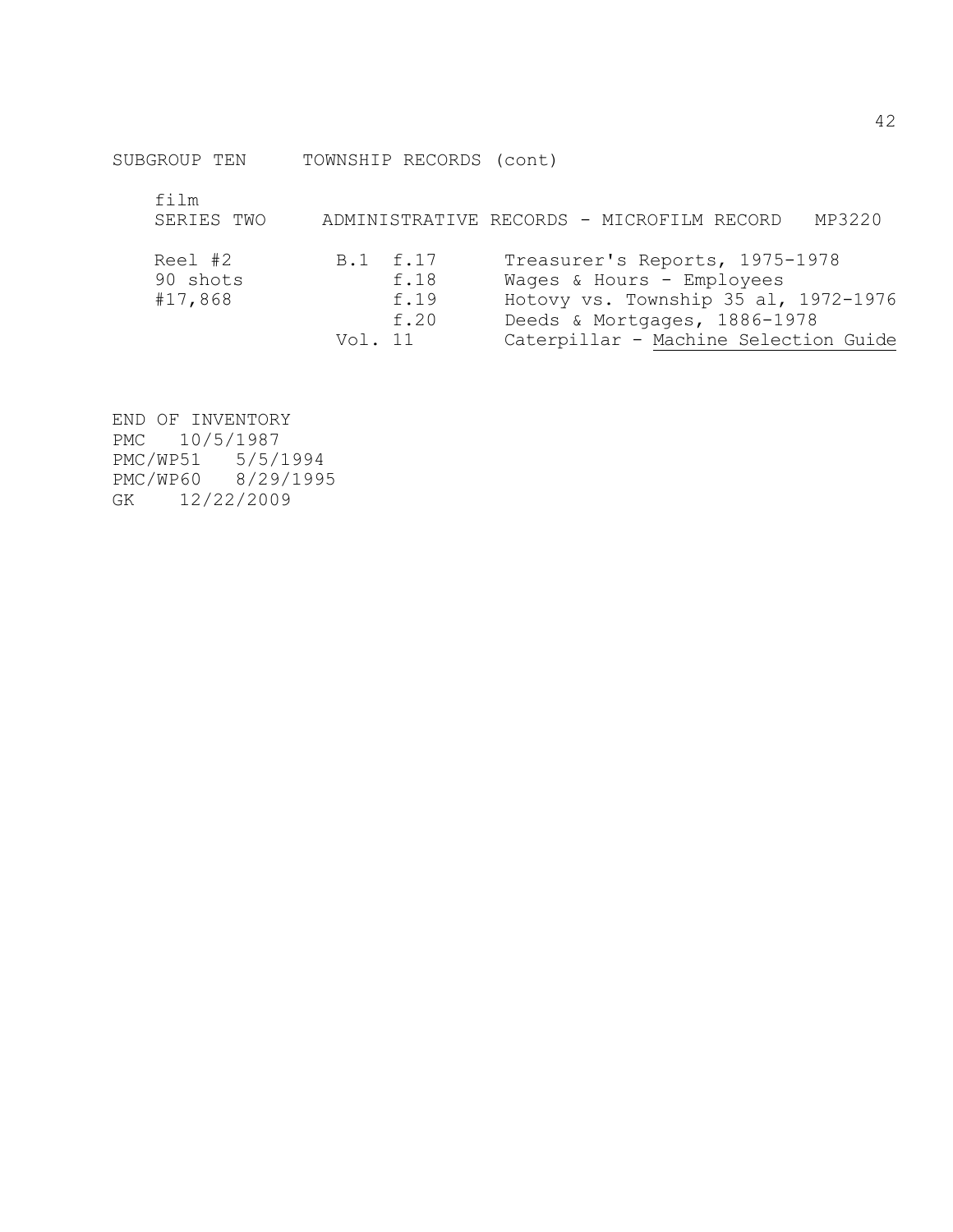SUBGROUP TEN TOWNSHIP RECORDS (cont)

film
SERIES TWO ADMINISTRATIVE RECORDS - MICROFILM RECORD MP3220

| | | | |
|---|---|---|---|
| Reel #2 | B.1 | f.17 | Treasurer's Reports, 1975-1978 |
| 90 shots | | f.18 | Wages & Hours - Employees |
| #17,868 | | f.19 | Hotovy vs. Township 35 al, 1972-1976 |
| | | f.20 | Deeds & Mortgages, 1886-1978 |
| | Vol. 11 | | Caterpillar - Machine Selection Guide |

END OF INVENTORY
PMC 10/5/1987
PMC/WP51 5/5/1994
PMC/WP60 8/29/1995
GK 12/22/2009